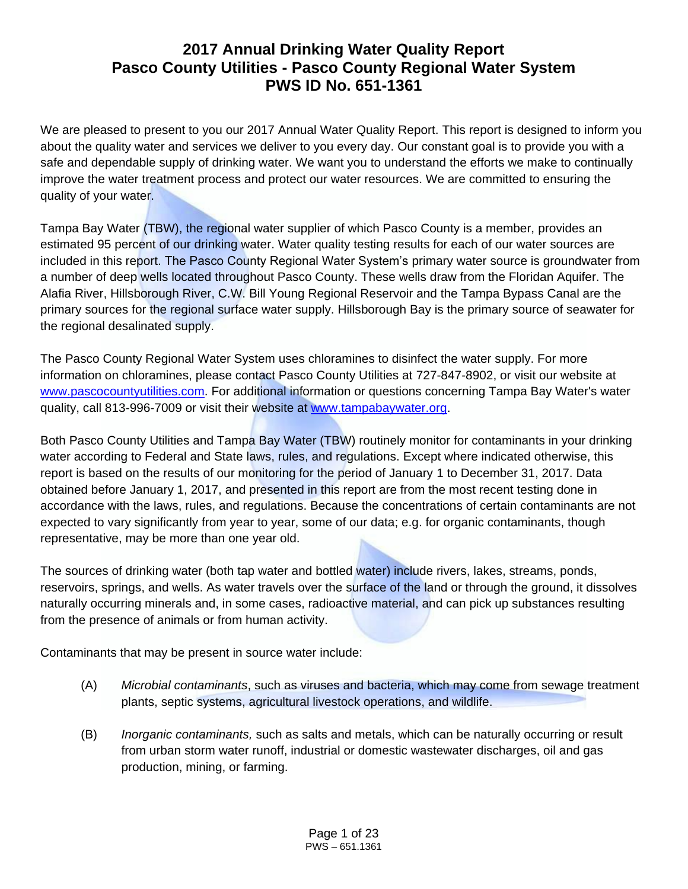# 2017 Annual Drinking Water Quality Report
# Pasco County Utilities - Pasco County Regional Water System
# PWS ID No. 651-1361

We are pleased to present to you our 2017 Annual Water Quality Report. This report is designed to inform you about the quality water and services we deliver to you every day. Our constant goal is to provide you with a safe and dependable supply of drinking water. We want you to understand the efforts we make to continually improve the water treatment process and protect our water resources. We are committed to ensuring the quality of your water.

Tampa Bay Water (TBW), the regional water supplier of which Pasco County is a member, provides an estimated 95 percent of our drinking water. Water quality testing results for each of our water sources are included in this report. The Pasco County Regional Water System's primary water source is groundwater from a number of deep wells located throughout Pasco County. These wells draw from the Floridan Aquifer. The Alafia River, Hillsborough River, C.W. Bill Young Regional Reservoir and the Tampa Bypass Canal are the primary sources for the regional surface water supply. Hillsborough Bay is the primary source of seawater for the regional desalinated supply.

The Pasco County Regional Water System uses chloramines to disinfect the water supply. For more information on chloramines, please contact Pasco County Utilities at 727-847-8902, or visit our website at www.pascocountyutilities.com. For additional information or questions concerning Tampa Bay Water's water quality, call 813-996-7009 or visit their website at www.tampabaywater.org.

Both Pasco County Utilities and Tampa Bay Water (TBW) routinely monitor for contaminants in your drinking water according to Federal and State laws, rules, and regulations. Except where indicated otherwise, this report is based on the results of our monitoring for the period of January 1 to December 31, 2017. Data obtained before January 1, 2017, and presented in this report are from the most recent testing done in accordance with the laws, rules, and regulations. Because the concentrations of certain contaminants are not expected to vary significantly from year to year, some of our data; e.g. for organic contaminants, though representative, may be more than one year old.

The sources of drinking water (both tap water and bottled water) include rivers, lakes, streams, ponds, reservoirs, springs, and wells. As water travels over the surface of the land or through the ground, it dissolves naturally occurring minerals and, in some cases, radioactive material, and can pick up substances resulting from the presence of animals or from human activity.

Contaminants that may be present in source water include:

(A) *Microbial contaminants*, such as viruses and bacteria, which may come from sewage treatment plants, septic systems, agricultural livestock operations, and wildlife.

(B) *Inorganic contaminants,* such as salts and metals, which can be naturally occurring or result from urban storm water runoff, industrial or domestic wastewater discharges, oil and gas production, mining, or farming.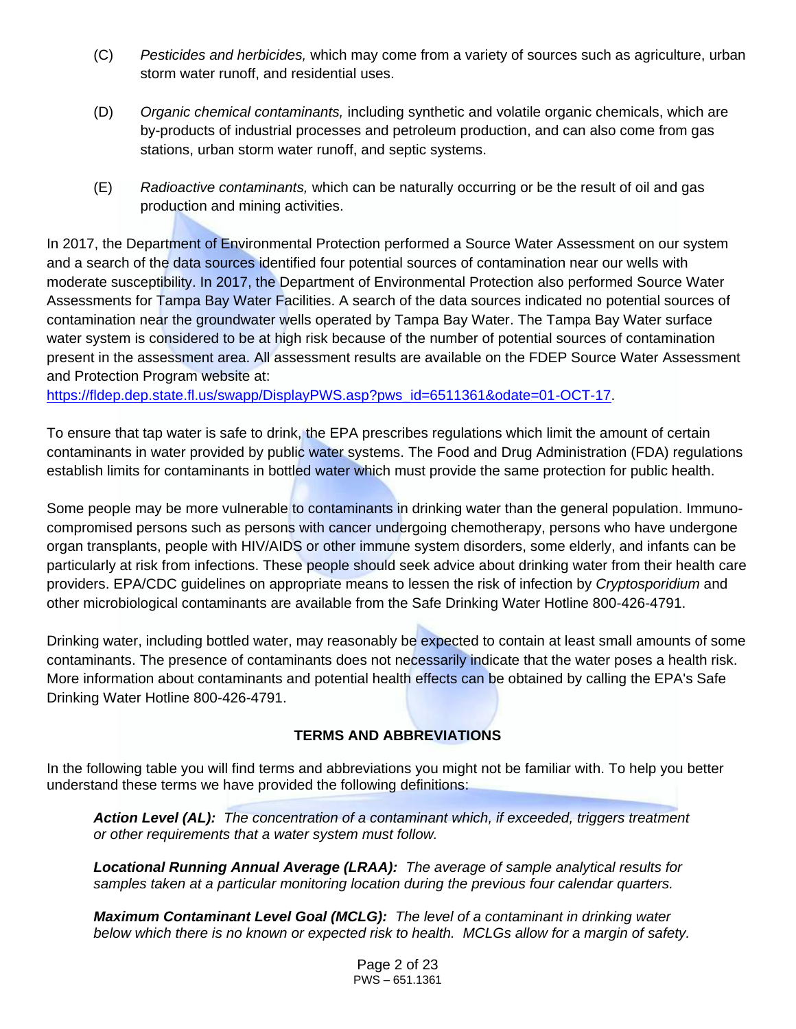(C) *Pesticides and herbicides,* which may come from a variety of sources such as agriculture, urban storm water runoff, and residential uses.

(D) *Organic chemical contaminants,* including synthetic and volatile organic chemicals, which are by-products of industrial processes and petroleum production, and can also come from gas stations, urban storm water runoff, and septic systems.

(E) *Radioactive contaminants,* which can be naturally occurring or be the result of oil and gas production and mining activities.

In 2017, the Department of Environmental Protection performed a Source Water Assessment on our system and a search of the data sources identified four potential sources of contamination near our wells with moderate susceptibility. In 2017, the Department of Environmental Protection also performed Source Water Assessments for Tampa Bay Water Facilities. A search of the data sources indicated no potential sources of contamination near the groundwater wells operated by Tampa Bay Water. The Tampa Bay Water surface water system is considered to be at high risk because of the number of potential sources of contamination present in the assessment area. All assessment results are available on the FDEP Source Water Assessment and Protection Program website at: https://fldep.dep.state.fl.us/swapp/DisplayPWS.asp?pws_id=6511361&odate=01-OCT-17.

To ensure that tap water is safe to drink, the EPA prescribes regulations which limit the amount of certain contaminants in water provided by public water systems. The Food and Drug Administration (FDA) regulations establish limits for contaminants in bottled water which must provide the same protection for public health.

Some people may be more vulnerable to contaminants in drinking water than the general population. Immuno-compromised persons such as persons with cancer undergoing chemotherapy, persons who have undergone organ transplants, people with HIV/AIDS or other immune system disorders, some elderly, and infants can be particularly at risk from infections. These people should seek advice about drinking water from their health care providers. EPA/CDC guidelines on appropriate means to lessen the risk of infection by *Cryptosporidium* and other microbiological contaminants are available from the Safe Drinking Water Hotline 800-426-4791.

Drinking water, including bottled water, may reasonably be expected to contain at least small amounts of some contaminants. The presence of contaminants does not necessarily indicate that the water poses a health risk. More information about contaminants and potential health effects can be obtained by calling the EPA's Safe Drinking Water Hotline 800-426-4791.

## TERMS AND ABBREVIATIONS

In the following table you will find terms and abbreviations you might not be familiar with. To help you better understand these terms we have provided the following definitions:

***Action Level (AL):*** *The concentration of a contaminant which, if exceeded, triggers treatment or other requirements that a water system must follow.*

***Locational Running Annual Average (LRAA):*** *The average of sample analytical results for samples taken at a particular monitoring location during the previous four calendar quarters.*

***Maximum Contaminant Level Goal (MCLG):*** *The level of a contaminant in drinking water below which there is no known or expected risk to health. MCLGs allow for a margin of safety.*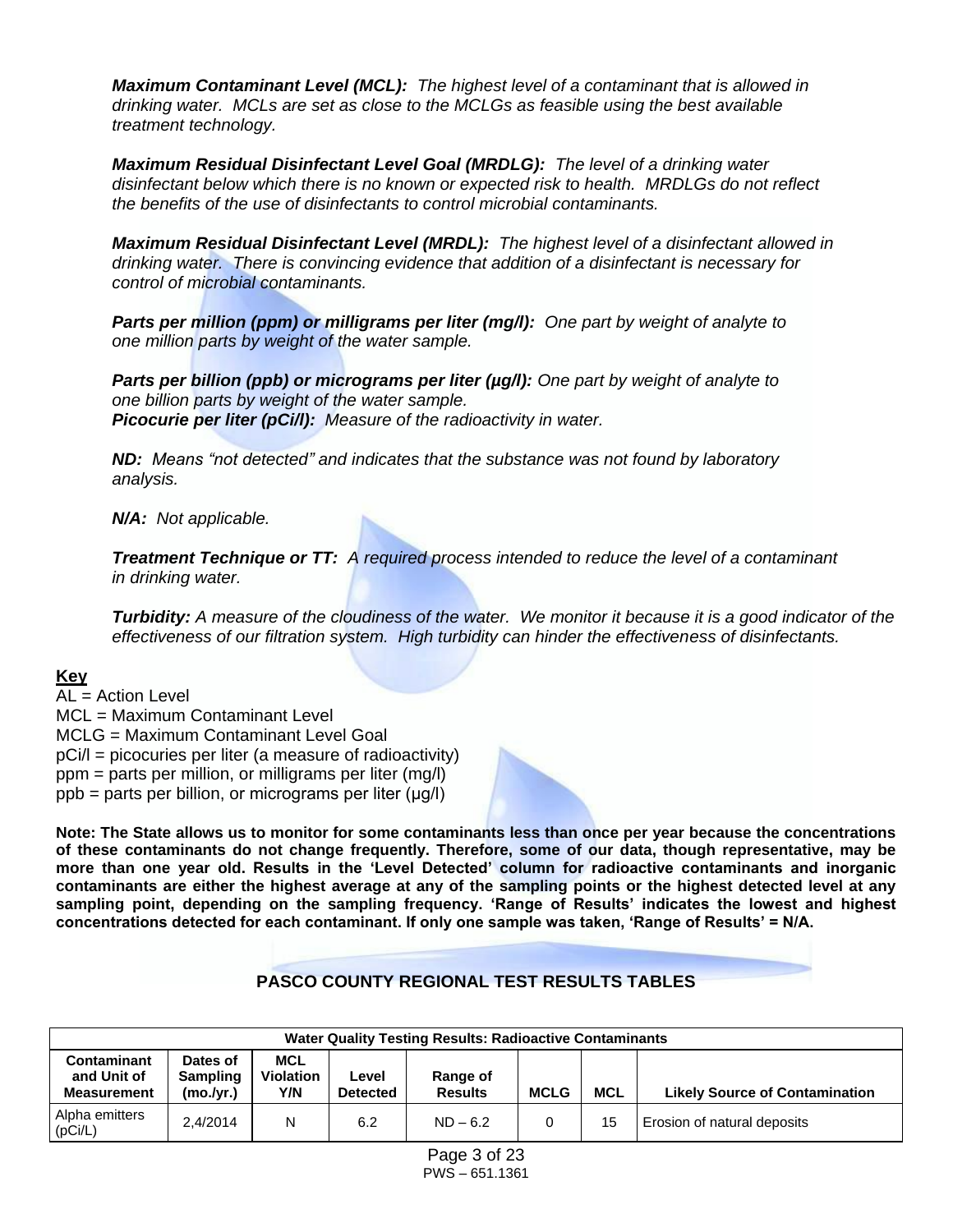***Maximum Contaminant Level (MCL):*** *The highest level of a contaminant that is allowed in drinking water. MCLs are set as close to the MCLGs as feasible using the best available treatment technology.*

***Maximum Residual Disinfectant Level Goal (MRDLG):*** *The level of a drinking water disinfectant below which there is no known or expected risk to health. MRDLGs do not reflect the benefits of the use of disinfectants to control microbial contaminants.*

***Maximum Residual Disinfectant Level (MRDL):*** *The highest level of a disinfectant allowed in drinking water. There is convincing evidence that addition of a disinfectant is necessary for control of microbial contaminants.*

***Parts per million (ppm) or milligrams per liter (mg/l):*** *One part by weight of analyte to one million parts by weight of the water sample.*

***Parts per billion (ppb) or micrograms per liter (µg/l):*** *One part by weight of analyte to one billion parts by weight of the water sample.*
***Picocurie per liter (pCi/l):*** *Measure of the radioactivity in water.*

***ND:*** *Means "not detected" and indicates that the substance was not found by laboratory analysis.*

***N/A:*** *Not applicable.*

***Treatment Technique or TT:*** *A required process intended to reduce the level of a contaminant in drinking water.*

***Turbidity:*** *A measure of the cloudiness of the water. We monitor it because it is a good indicator of the effectiveness of our filtration system. High turbidity can hinder the effectiveness of disinfectants.*

**Key**

AL = Action Level
MCL = Maximum Contaminant Level
MCLG = Maximum Contaminant Level Goal
pCi/l = picocuries per liter (a measure of radioactivity)
ppm = parts per million, or milligrams per liter (mg/l)
ppb = parts per billion, or micrograms per liter (µg/l)

**Note: The State allows us to monitor for some contaminants less than once per year because the concentrations of these contaminants do not change frequently. Therefore, some of our data, though representative, may be more than one year old. Results in the 'Level Detected' column for radioactive contaminants and inorganic contaminants are either the highest average at any of the sampling points or the highest detected level at any sampling point, depending on the sampling frequency. 'Range of Results' indicates the lowest and highest concentrations detected for each contaminant. If only one sample was taken, 'Range of Results' = N/A.**

## PASCO COUNTY REGIONAL TEST RESULTS TABLES

| Water Quality Testing Results: Radioactive Contaminants | | | | | | | |
|---|---|---|---|---|---|---|---|
| **Contaminant and Unit of Measurement** | **Dates of Sampling (mo./yr.)** | **MCL Violation Y/N** | **Level Detected** | **Range of Results** | **MCLG** | **MCL** | **Likely Source of Contamination** |
| Alpha emitters (pCi/L) | 2,4/2014 | N | 6.2 | ND – 6.2 | 0 | 15 | Erosion of natural deposits |

PWS – 651.1361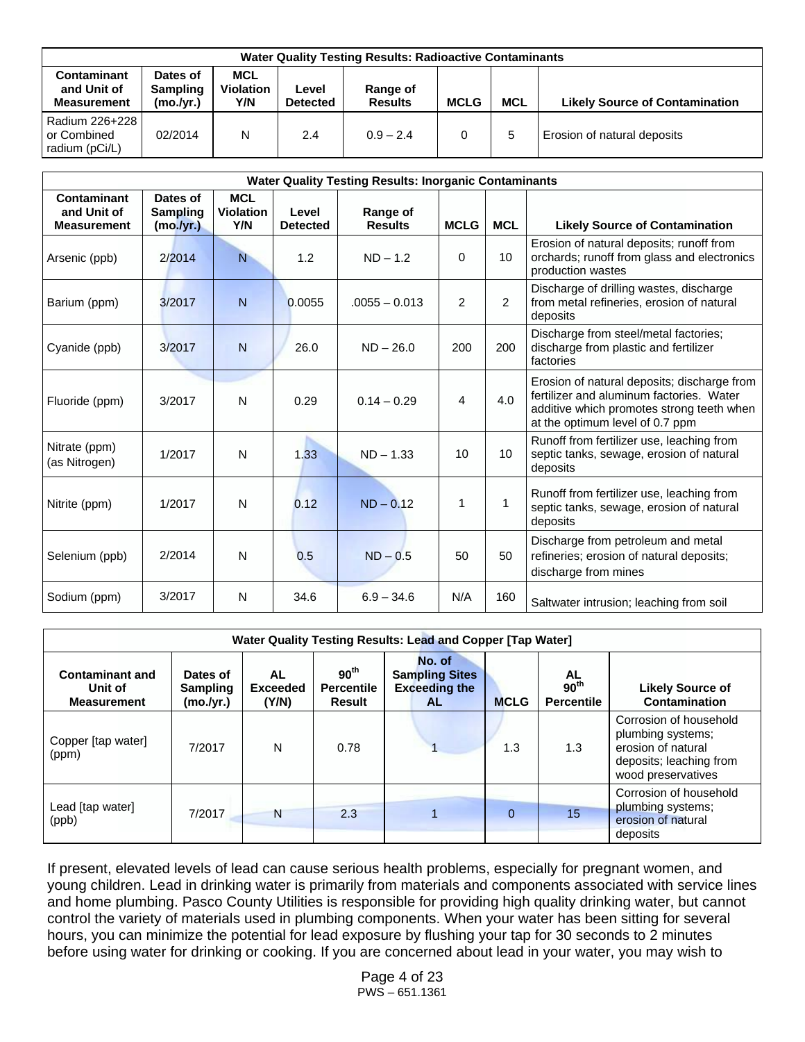| Water Quality Testing Results: Radioactive Contaminants | | | | | | | |
|---|---|---|---|---|---|---|---|
| **Contaminant and Unit of Measurement** | **Dates of Sampling (mo./yr.)** | **MCL Violation Y/N** | **Level Detected** | **Range of Results** | **MCLG** | **MCL** | **Likely Source of Contamination** |
| Radium 226+228 or Combined radium (pCi/L) | 02/2014 | N | 2.4 | 0.9 – 2.4 | 0 | 5 | Erosion of natural deposits |

| Water Quality Testing Results: Inorganic Contaminants | | | | | | | |
|---|---|---|---|---|---|---|---|
| **Contaminant and Unit of Measurement** | **Dates of Sampling (mo./yr.)** | **MCL Violation Y/N** | **Level Detected** | **Range of Results** | **MCLG** | **MCL** | **Likely Source of Contamination** |
| Arsenic (ppb) | 2/2014 | N | 1.2 | ND – 1.2 | 0 | 10 | Erosion of natural deposits; runoff from orchards; runoff from glass and electronics production wastes |
| Barium (ppm) | 3/2017 | N | 0.0055 | .0055 – 0.013 | 2 | 2 | Discharge of drilling wastes, discharge from metal refineries, erosion of natural deposits |
| Cyanide (ppb) | 3/2017 | N | 26.0 | ND – 26.0 | 200 | 200 | Discharge from steel/metal factories; discharge from plastic and fertilizer factories |
| Fluoride (ppm) | 3/2017 | N | 0.29 | 0.14 – 0.29 | 4 | 4.0 | Erosion of natural deposits; discharge from fertilizer and aluminum factories. Water additive which promotes strong teeth when at the optimum level of 0.7 ppm |
| Nitrate (ppm) (as Nitrogen) | 1/2017 | N | 1.33 | ND – 1.33 | 10 | 10 | Runoff from fertilizer use, leaching from septic tanks, sewage, erosion of natural deposits |
| Nitrite (ppm) | 1/2017 | N | 0.12 | ND – 0.12 | 1 | 1 | Runoff from fertilizer use, leaching from septic tanks, sewage, erosion of natural deposits |
| Selenium (ppb) | 2/2014 | N | 0.5 | ND – 0.5 | 50 | 50 | Discharge from petroleum and metal refineries; erosion of natural deposits; discharge from mines |
| Sodium (ppm) | 3/2017 | N | 34.6 | 6.9 – 34.6 | N/A | 160 | Saltwater intrusion; leaching from soil |

| Water Quality Testing Results: Lead and Copper [Tap Water] | | | | | | | |
|---|---|---|---|---|---|---|---|
| **Contaminant and Unit of Measurement** | **Dates of Sampling (mo./yr.)** | **AL Exceeded (Y/N)** | **90th Percentile Result** | **No. of Sampling Sites Exceeding the AL** | **MCLG** | **AL 90th Percentile** | **Likely Source of Contamination** |
| Copper [tap water] (ppm) | 7/2017 | N | 0.78 | 1 | 1.3 | 1.3 | Corrosion of household plumbing systems; erosion of natural deposits; leaching from wood preservatives |
| Lead [tap water] (ppb) | 7/2017 | N | 2.3 | 1 | 0 | 15 | Corrosion of household plumbing systems; erosion of natural deposits |

If present, elevated levels of lead can cause serious health problems, especially for pregnant women, and young children. Lead in drinking water is primarily from materials and components associated with service lines and home plumbing. Pasco County Utilities is responsible for providing high quality drinking water, but cannot control the variety of materials used in plumbing components. When your water has been sitting for several hours, you can minimize the potential for lead exposure by flushing your tap for 30 seconds to 2 minutes before using water for drinking or cooking. If you are concerned about lead in your water, you may wish to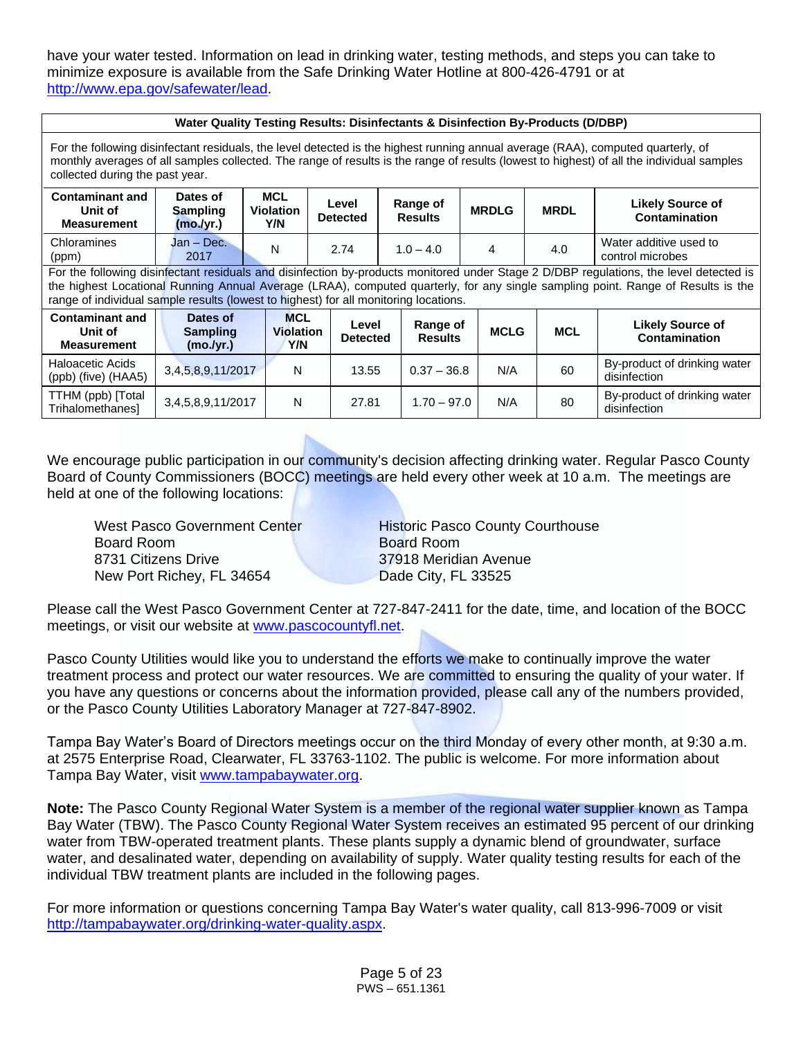have your water tested. Information on lead in drinking water, testing methods, and steps you can take to minimize exposure is available from the Safe Drinking Water Hotline at 800-426-4791 or at http://www.epa.gov/safewater/lead.

**Water Quality Testing Results: Disinfectants & Disinfection By-Products (D/DBP)**

For the following disinfectant residuals, the level detected is the highest running annual average (RAA), computed quarterly, of monthly averages of all samples collected. The range of results is the range of results (lowest to highest) of all the individual samples collected during the past year.

| Contaminant and Unit of Measurement | Dates of Sampling (mo./yr.) | MCL Violation Y/N | Level Detected | Range of Results | MRDLG | MRDL | Likely Source of Contamination |
|---|---|---|---|---|---|---|---|
| Chloramines (ppm) | Jan – Dec. 2017 | N | 2.74 | 1.0 – 4.0 | 4 | 4.0 | Water additive used to control microbes |

For the following disinfectant residuals and disinfection by-products monitored under Stage 2 D/DBP regulations, the level detected is the highest Locational Running Annual Average (LRAA), computed quarterly, for any single sampling point. Range of Results is the range of individual sample results (lowest to highest) for all monitoring locations.

| Contaminant and Unit of Measurement | Dates of Sampling (mo./yr.) | MCL Violation Y/N | Level Detected | Range of Results | MCLG | MCL | Likely Source of Contamination |
|---|---|---|---|---|---|---|---|
| Haloacetic Acids (ppb) (five) (HAA5) | 3,4,5,8,9,11/2017 | N | 13.55 | 0.37 – 36.8 | N/A | 60 | By-product of drinking water disinfection |
| TTHM (ppb) [Total Trihalomethanes] | 3,4,5,8,9,11/2017 | N | 27.81 | 1.70 – 97.0 | N/A | 80 | By-product of drinking water disinfection |

We encourage public participation in our community's decision affecting drinking water. Regular Pasco County Board of County Commissioners (BOCC) meetings are held every other week at 10 a.m. The meetings are held at one of the following locations:

West Pasco Government Center
Board Room
8731 Citizens Drive
New Port Richey, FL 34654

Historic Pasco County Courthouse
Board Room
37918 Meridian Avenue
Dade City, FL 33525

Please call the West Pasco Government Center at 727-847-2411 for the date, time, and location of the BOCC meetings, or visit our website at www.pascocountyfl.net.

Pasco County Utilities would like you to understand the efforts we make to continually improve the water treatment process and protect our water resources. We are committed to ensuring the quality of your water. If you have any questions or concerns about the information provided, please call any of the numbers provided, or the Pasco County Utilities Laboratory Manager at 727-847-8902.

Tampa Bay Water's Board of Directors meetings occur on the third Monday of every other month, at 9:30 a.m. at 2575 Enterprise Road, Clearwater, FL 33763-1102. The public is welcome. For more information about Tampa Bay Water, visit www.tampabaywater.org.

**Note:** The Pasco County Regional Water System is a member of the regional water supplier known as Tampa Bay Water (TBW). The Pasco County Regional Water System receives an estimated 95 percent of our drinking water from TBW-operated treatment plants. These plants supply a dynamic blend of groundwater, surface water, and desalinated water, depending on availability of supply. Water quality testing results for each of the individual TBW treatment plants are included in the following pages.

For more information or questions concerning Tampa Bay Water's water quality, call 813-996-7009 or visit http://tampabaywater.org/drinking-water-quality.aspx.

PWS – 651.1361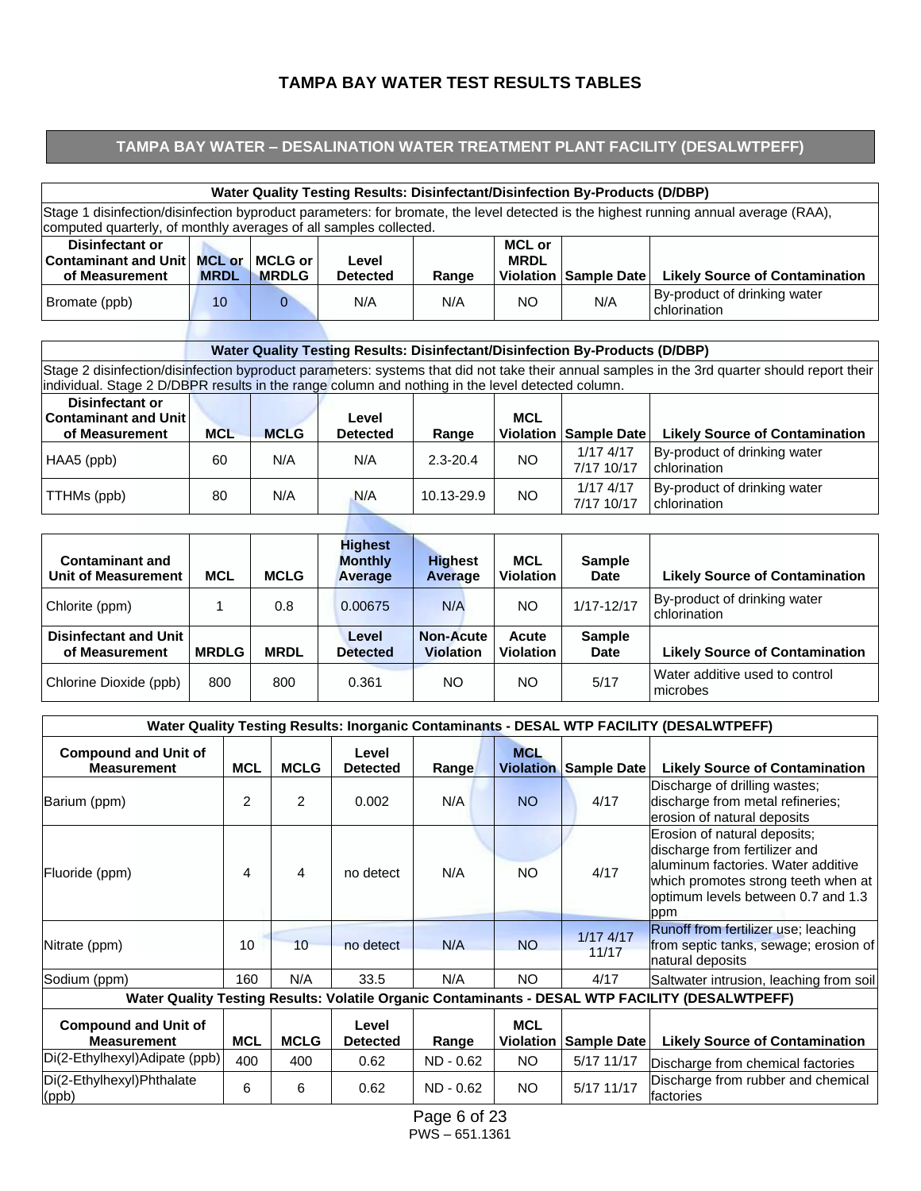# TAMPA BAY WATER TEST RESULTS TABLES

## TAMPA BAY WATER – DESALINATION WATER TREATMENT PLANT FACILITY (DESALWTPEFF)

| Water Quality Testing Results: Disinfectant/Disinfection By-Products (D/DBP) | | | | | | | |
|---|---|---|---|---|---|---|---|
| Stage 1 disinfection/disinfection byproduct parameters: for bromate, the level detected is the highest running annual average (RAA), computed quarterly, of monthly averages of all samples collected. | | | | | | | |
| **Disinfectant or Contaminant and Unit of Measurement** | **MCL or MRDL** | **MCLG or MRDLG** | **Level Detected** | **Range** | **MCL or MRDL Violation** | **Sample Date** | **Likely Source of Contamination** |
| Bromate (ppb) | 10 | 0 | N/A | N/A | NO | N/A | By-product of drinking water chlorination |

| Water Quality Testing Results: Disinfectant/Disinfection By-Products (D/DBP) | | | | | | | |
|---|---|---|---|---|---|---|---|
| Stage 2 disinfection/disinfection byproduct parameters: systems that did not take their annual samples in the 3rd quarter should report their individual. Stage 2 D/DBPR results in the range column and nothing in the level detected column. | | | | | | | |
| **Disinfectant or Contaminant and Unit of Measurement** | **MCL** | **MCLG** | **Level Detected** | **Range** | **MCL Violation** | **Sample Date** | **Likely Source of Contamination** |
| HAA5 (ppb) | 60 | N/A | N/A | 2.3-20.4 | NO | 1/17 4/17 7/17 10/17 | By-product of drinking water chlorination |
| TTHMs (ppb) | 80 | N/A | N/A | 10.13-29.9 | NO | 1/17 4/17 7/17 10/17 | By-product of drinking water chlorination |

| Contaminant and Unit of Measurement | MCL | MCLG | Highest Monthly Average | Highest Average | MCL Violation | Sample Date | Likely Source of Contamination |
|---|---|---|---|---|---|---|---|
| Chlorite (ppm) | 1 | 0.8 | 0.00675 | N/A | NO | 1/17-12/17 | By-product of drinking water chlorination |
| **Disinfectant and Unit of Measurement** | **MRDLG** | **MRDL** | **Level Detected** | **Non-Acute Violation** | **Acute Violation** | **Sample Date** | **Likely Source of Contamination** |
| Chlorine Dioxide (ppb) | 800 | 800 | 0.361 | NO | NO | 5/17 | Water additive used to control microbes |

| Water Quality Testing Results: Inorganic Contaminants - DESAL WTP FACILITY (DESALWTPEFF) | | | | | | | |
|---|---|---|---|---|---|---|---|
| **Compound and Unit of Measurement** | **MCL** | **MCLG** | **Level Detected** | **Range** | **MCL Violation** | **Sample Date** | **Likely Source of Contamination** |
| Barium (ppm) | 2 | 2 | 0.002 | N/A | NO | 4/17 | Discharge of drilling wastes; discharge from metal refineries; erosion of natural deposits |
| Fluoride (ppm) | 4 | 4 | no detect | N/A | NO | 4/17 | Erosion of natural deposits; discharge from fertilizer and aluminum factories. Water additive which promotes strong teeth when at optimum levels between 0.7 and 1.3 ppm |
| Nitrate (ppm) | 10 | 10 | no detect | N/A | NO | 1/17 4/17 11/17 | Runoff from fertilizer use; leaching from septic tanks, sewage; erosion of natural deposits |
| Sodium (ppm) | 160 | N/A | 33.5 | N/A | NO | 4/17 | Saltwater intrusion, leaching from soil |
| **Water Quality Testing Results: Volatile Organic Contaminants - DESAL WTP FACILITY (DESALWTPEFF)** | | | | | | | |
| **Compound and Unit of Measurement** | **MCL** | **MCLG** | **Level Detected** | **Range** | **MCL Violation** | **Sample Date** | **Likely Source of Contamination** |
| Di(2-Ethylhexyl)Adipate (ppb) | 400 | 400 | 0.62 | ND - 0.62 | NO | 5/17 11/17 | Discharge from chemical factories |
| Di(2-Ethylhexyl)Phthalate (ppb) | 6 | 6 | 0.62 | ND - 0.62 | NO | 5/17 11/17 | Discharge from rubber and chemical factories |

PWS – 651.1361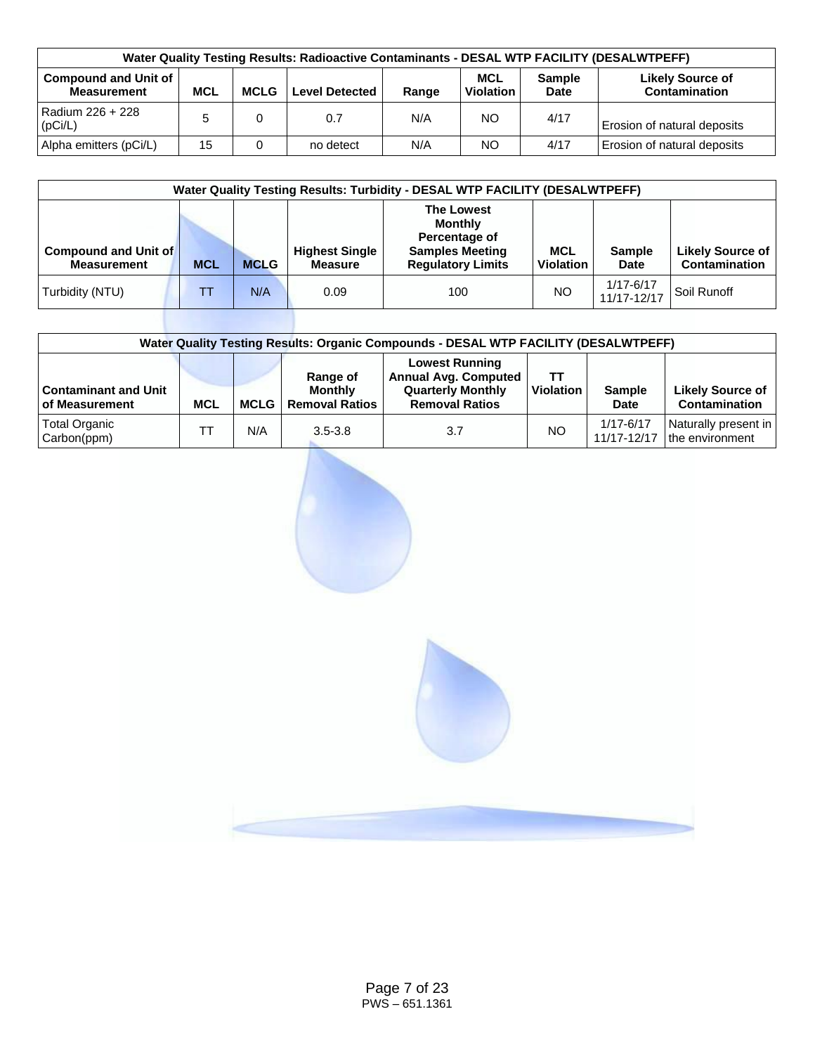| Water Quality Testing Results: Radioactive Contaminants - DESAL WTP FACILITY (DESALWTPEFF) | | | | | | | |
|---|---|---|---|---|---|---|---|
| **Compound and Unit of Measurement** | **MCL** | **MCLG** | **Level Detected** | **Range** | **MCL Violation** | **Sample Date** | **Likely Source of Contamination** |
| Radium 226 + 228 (pCi/L) | 5 | 0 | 0.7 | N/A | NO | 4/17 | Erosion of natural deposits |
| Alpha emitters (pCi/L) | 15 | 0 | no detect | N/A | NO | 4/17 | Erosion of natural deposits |

| Water Quality Testing Results: Turbidity - DESAL WTP FACILITY (DESALWTPEFF) | | | | | | | |
|---|---|---|---|---|---|---|---|
| **Compound and Unit of Measurement** | **MCL** | **MCLG** | **Highest Single Measure** | **The Lowest Monthly Percentage of Samples Meeting Regulatory Limits** | **MCL Violation** | **Sample Date** | **Likely Source of Contamination** |
| Turbidity (NTU) | TT | N/A | 0.09 | 100 | NO | 1/17-6/17 11/17-12/17 | Soil Runoff |

| Water Quality Testing Results: Organic Compounds - DESAL WTP FACILITY (DESALWTPEFF) | | | | | | | |
|---|---|---|---|---|---|---|---|
| **Contaminant and Unit of Measurement** | **MCL** | **MCLG** | **Range of Monthly Removal Ratios** | **Lowest Running Annual Avg. Computed Quarterly Monthly Removal Ratios** | **TT Violation** | **Sample Date** | **Likely Source of Contamination** |
| Total Organic Carbon(ppm) | TT | N/A | 3.5-3.8 | 3.7 | NO | 1/17-6/17 11/17-12/17 | Naturally present in the environment |

PWS – 651.1361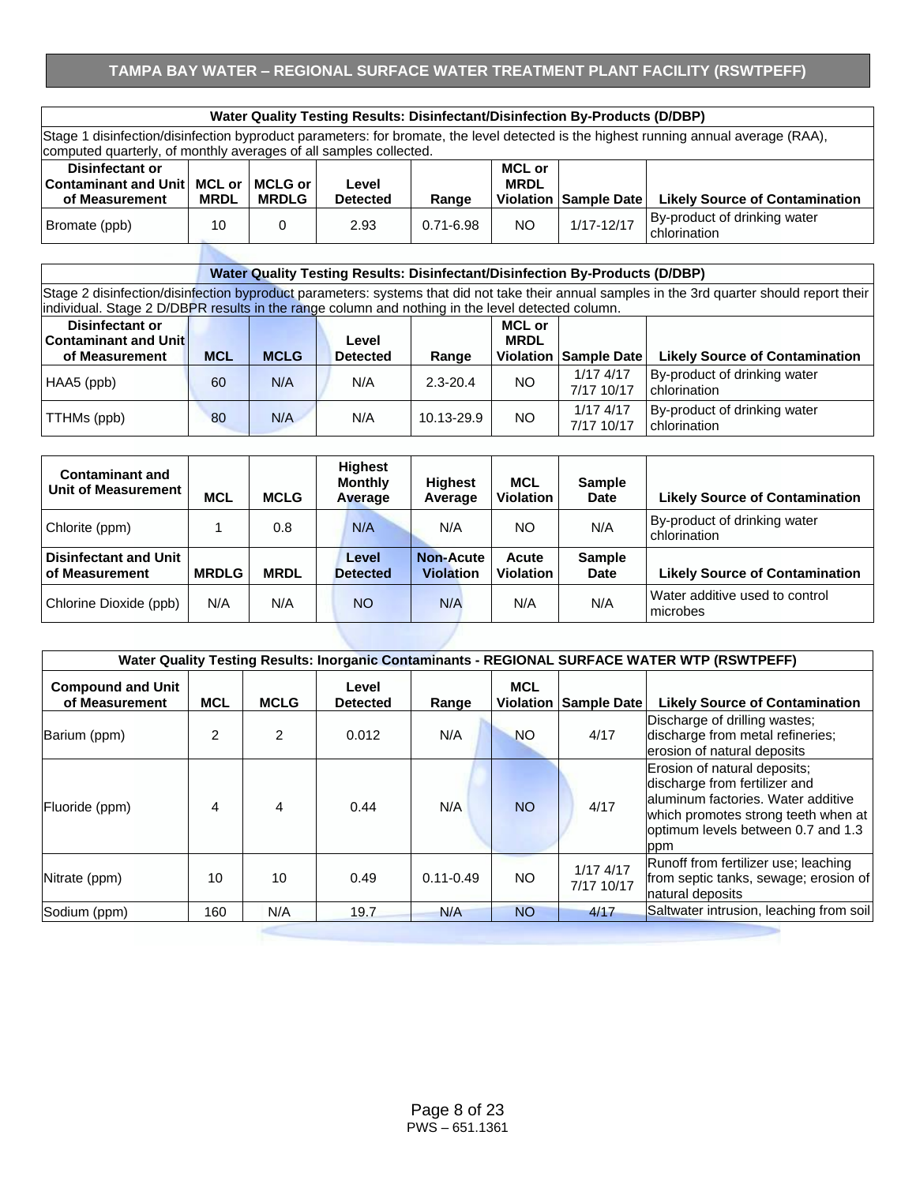## TAMPA BAY WATER – REGIONAL SURFACE WATER TREATMENT PLANT FACILITY (RSWTPEFF)

| Water Quality Testing Results: Disinfectant/Disinfection By-Products (D/DBP) | | | | | | | |
|---|---|---|---|---|---|---|---|
| Stage 1 disinfection/disinfection byproduct parameters: for bromate, the level detected is the highest running annual average (RAA), computed quarterly, of monthly averages of all samples collected. | | | | | | | |
| **Disinfectant or Contaminant and Unit of Measurement** | **MCL or MRDL** | **MCLG or MRDLG** | **Level Detected** | **Range** | **MCL or MRDL Violation** | **Sample Date** | **Likely Source of Contamination** |
| Bromate (ppb) | 10 | 0 | 2.93 | 0.71-6.98 | NO | 1/17-12/17 | By-product of drinking water chlorination |

| Water Quality Testing Results: Disinfectant/Disinfection By-Products (D/DBP) | | | | | | | |
|---|---|---|---|---|---|---|---|
| Stage 2 disinfection/disinfection byproduct parameters: systems that did not take their annual samples in the 3rd quarter should report their individual. Stage 2 D/DBPR results in the range column and nothing in the level detected column. | | | | | | | |
| **Disinfectant or Contaminant and Unit of Measurement** | **MCL** | **MCLG** | **Level Detected** | **Range** | **MCL or MRDL Violation** | **Sample Date** | **Likely Source of Contamination** |
| HAA5 (ppb) | 60 | N/A | N/A | 2.3-20.4 | NO | 1/17 4/17 7/17 10/17 | By-product of drinking water chlorination |
| TTHMs (ppb) | 80 | N/A | N/A | 10.13-29.9 | NO | 1/17 4/17 7/17 10/17 | By-product of drinking water chlorination |

| Contaminant and Unit of Measurement | MCL | MCLG | Highest Monthly Average | Highest Average | MCL Violation | Sample Date | Likely Source of Contamination |
|---|---|---|---|---|---|---|---|
| Chlorite (ppm) | 1 | 0.8 | N/A | N/A | NO | N/A | By-product of drinking water chlorination |
| **Disinfectant and Unit of Measurement** | **MRDLG** | **MRDL** | **Level Detected** | **Non-Acute Violation** | **Acute Violation** | **Sample Date** | **Likely Source of Contamination** |
| Chlorine Dioxide (ppb) | N/A | N/A | NO | N/A | N/A | N/A | Water additive used to control microbes |

| Water Quality Testing Results: Inorganic Contaminants - REGIONAL SURFACE WATER WTP (RSWTPEFF) | | | | | | | |
|---|---|---|---|---|---|---|---|
| **Compound and Unit of Measurement** | **MCL** | **MCLG** | **Level Detected** | **Range** | **MCL Violation** | **Sample Date** | **Likely Source of Contamination** |
| Barium (ppm) | 2 | 2 | 0.012 | N/A | NO | 4/17 | Discharge of drilling wastes; discharge from metal refineries; erosion of natural deposits |
| Fluoride (ppm) | 4 | 4 | 0.44 | N/A | NO | 4/17 | Erosion of natural deposits; discharge from fertilizer and aluminum factories. Water additive which promotes strong teeth when at optimum levels between 0.7 and 1.3 ppm |
| Nitrate (ppm) | 10 | 10 | 0.49 | 0.11-0.49 | NO | 1/17 4/17 7/17 10/17 | Runoff from fertilizer use; leaching from septic tanks, sewage; erosion of natural deposits |
| Sodium (ppm) | 160 | N/A | 19.7 | N/A | NO | 4/17 | Saltwater intrusion, leaching from soil |

PWS – 651.1361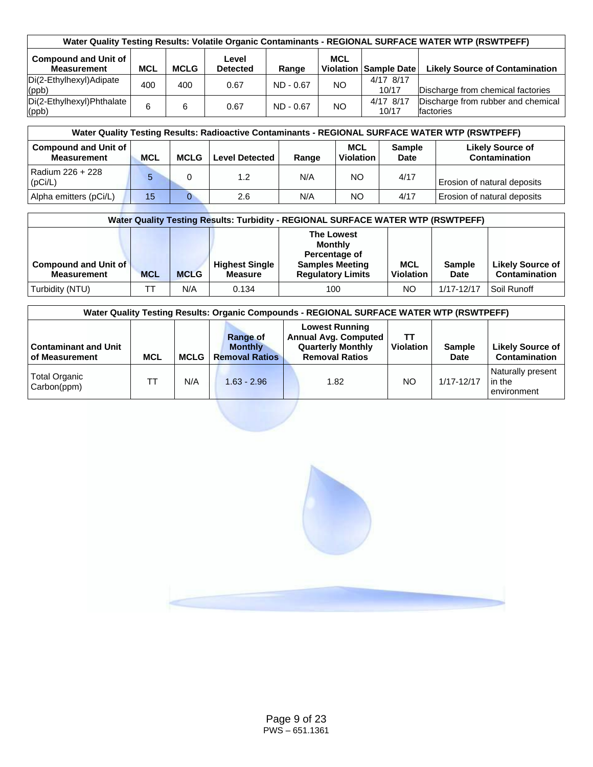| Water Quality Testing Results: Volatile Organic Contaminants - REGIONAL SURFACE WATER WTP (RSWTPEFF) | | | | | | | |
|---|---|---|---|---|---|---|---|
| **Compound and Unit of Measurement** | **MCL** | **MCLG** | **Level Detected** | **Range** | **MCL Violation** | **Sample Date** | **Likely Source of Contamination** |
| Di(2-Ethylhexyl)Adipate (ppb) | 400 | 400 | 0.67 | ND - 0.67 | NO | 4/17 8/17 10/17 | Discharge from chemical factories |
| Di(2-Ethylhexyl)Phthalate (ppb) | 6 | 6 | 0.67 | ND - 0.67 | NO | 4/17 8/17 10/17 | Discharge from rubber and chemical factories |

| Water Quality Testing Results: Radioactive Contaminants - REGIONAL SURFACE WATER WTP (RSWTPEFF) | | | | | | | |
|---|---|---|---|---|---|---|---|
| **Compound and Unit of Measurement** | **MCL** | **MCLG** | **Level Detected** | **Range** | **MCL Violation** | **Sample Date** | **Likely Source of Contamination** |
| Radium 226 + 228 (pCi/L) | 5 | 0 | 1.2 | N/A | NO | 4/17 | Erosion of natural deposits |
| Alpha emitters (pCi/L) | 15 | 0 | 2.6 | N/A | NO | 4/17 | Erosion of natural deposits |

| Water Quality Testing Results: Turbidity - REGIONAL SURFACE WATER WTP (RSWTPEFF) | | | | | | | |
|---|---|---|---|---|---|---|---|
| **Compound and Unit of Measurement** | **MCL** | **MCLG** | **Highest Single Measure** | **The Lowest Monthly Percentage of Samples Meeting Regulatory Limits** | **MCL Violation** | **Sample Date** | **Likely Source of Contamination** |
| Turbidity (NTU) | TT | N/A | 0.134 | 100 | NO | 1/17-12/17 | Soil Runoff |

| Water Quality Testing Results: Organic Compounds - REGIONAL SURFACE WATER WTP (RSWTPEFF) | | | | | | | |
|---|---|---|---|---|---|---|---|
| **Contaminant and Unit of Measurement** | **MCL** | **MCLG** | **Range of Monthly Removal Ratios** | **Lowest Running Annual Avg. Computed Quarterly Monthly Removal Ratios** | **TT Violation** | **Sample Date** | **Likely Source of Contamination** |
| Total Organic Carbon(ppm) | TT | N/A | 1.63 - 2.96 | 1.82 | NO | 1/17-12/17 | Naturally present in the environment |

PWS – 651.1361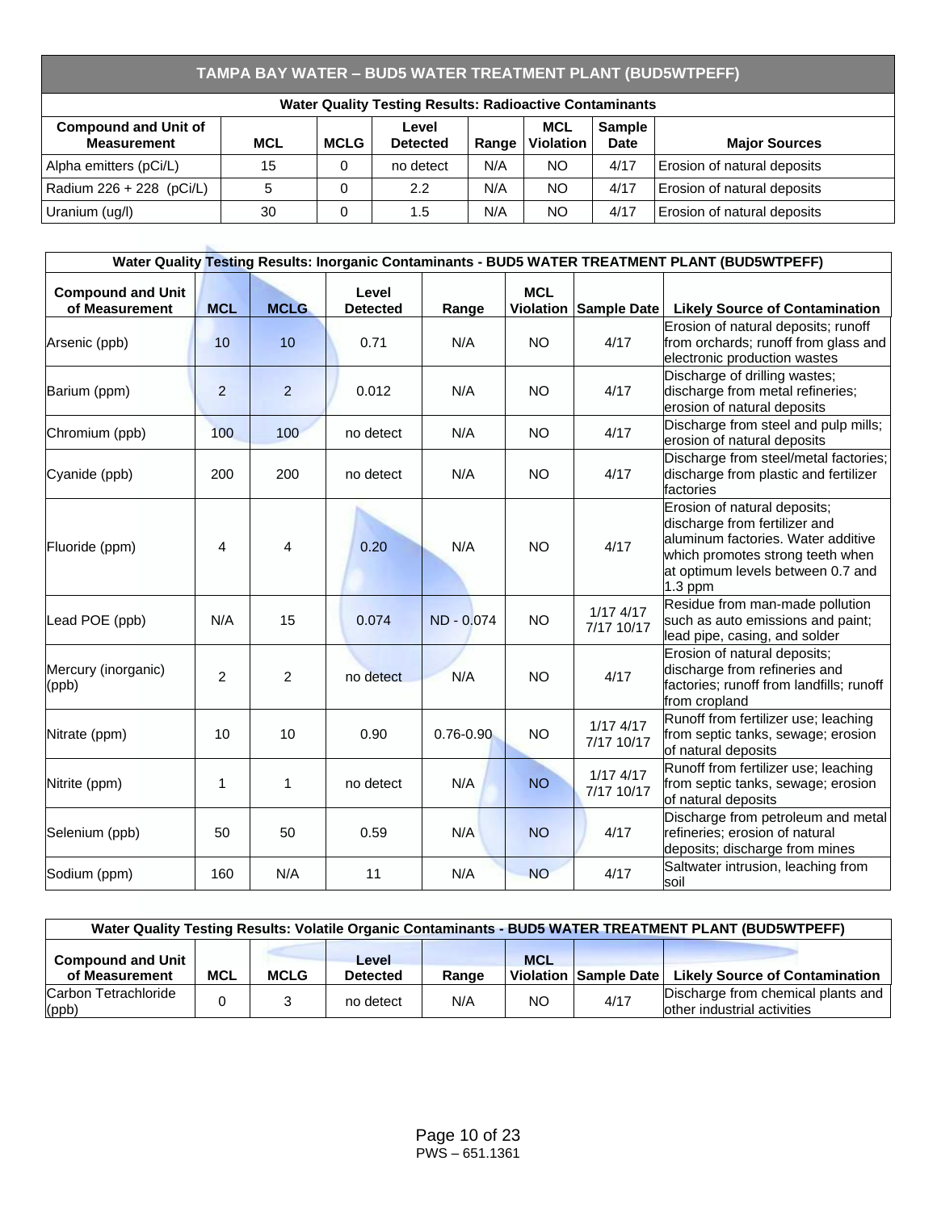## TAMPA BAY WATER – BUD5 WATER TREATMENT PLANT (BUD5WTPEFF)

| Water Quality Testing Results: Radioactive Contaminants | | | | | | | |
|---|---|---|---|---|---|---|---|
| **Compound and Unit of Measurement** | **MCL** | **MCLG** | **Level Detected** | **Range** | **MCL Violation** | **Sample Date** | **Major Sources** |
| Alpha emitters (pCi/L) | 15 | 0 | no detect | N/A | NO | 4/17 | Erosion of natural deposits |
| Radium 226 + 228 (pCi/L) | 5 | 0 | 2.2 | N/A | NO | 4/17 | Erosion of natural deposits |
| Uranium (ug/l) | 30 | 0 | 1.5 | N/A | NO | 4/17 | Erosion of natural deposits |

| Water Quality Testing Results: Inorganic Contaminants - BUD5 WATER TREATMENT PLANT (BUD5WTPEFF) | | | | | | | |
|---|---|---|---|---|---|---|---|
| **Compound and Unit of Measurement** | **MCL** | **MCLG** | **Level Detected** | **Range** | **MCL Violation** | **Sample Date** | **Likely Source of Contamination** |
| Arsenic (ppb) | 10 | 10 | 0.71 | N/A | NO | 4/17 | Erosion of natural deposits; runoff from orchards; runoff from glass and electronic production wastes |
| Barium (ppm) | 2 | 2 | 0.012 | N/A | NO | 4/17 | Discharge of drilling wastes; discharge from metal refineries; erosion of natural deposits |
| Chromium (ppb) | 100 | 100 | no detect | N/A | NO | 4/17 | Discharge from steel and pulp mills; erosion of natural deposits |
| Cyanide (ppb) | 200 | 200 | no detect | N/A | NO | 4/17 | Discharge from steel/metal factories; discharge from plastic and fertilizer factories |
| Fluoride (ppm) | 4 | 4 | 0.20 | N/A | NO | 4/17 | Erosion of natural deposits; discharge from fertilizer and aluminum factories. Water additive which promotes strong teeth when at optimum levels between 0.7 and 1.3 ppm |
| Lead POE (ppb) | N/A | 15 | 0.074 | ND - 0.074 | NO | 1/17 4/17 7/17 10/17 | Residue from man-made pollution such as auto emissions and paint; lead pipe, casing, and solder |
| Mercury (inorganic) (ppb) | 2 | 2 | no detect | N/A | NO | 4/17 | Erosion of natural deposits; discharge from refineries and factories; runoff from landfills; runoff from cropland |
| Nitrate (ppm) | 10 | 10 | 0.90 | 0.76-0.90 | NO | 1/17 4/17 7/17 10/17 | Runoff from fertilizer use; leaching from septic tanks, sewage; erosion of natural deposits |
| Nitrite (ppm) | 1 | 1 | no detect | N/A | NO | 1/17 4/17 7/17 10/17 | Runoff from fertilizer use; leaching from septic tanks, sewage; erosion of natural deposits |
| Selenium (ppb) | 50 | 50 | 0.59 | N/A | NO | 4/17 | Discharge from petroleum and metal refineries; erosion of natural deposits; discharge from mines |
| Sodium (ppm) | 160 | N/A | 11 | N/A | NO | 4/17 | Saltwater intrusion, leaching from soil |

| Water Quality Testing Results: Volatile Organic Contaminants - BUD5 WATER TREATMENT PLANT (BUD5WTPEFF) | | | | | | | |
|---|---|---|---|---|---|---|---|
| **Compound and Unit of Measurement** | **MCL** | **MCLG** | **Level Detected** | **Range** | **MCL Violation** | **Sample Date** | **Likely Source of Contamination** |
| Carbon Tetrachloride (ppb) | 0 | 3 | no detect | N/A | NO | 4/17 | Discharge from chemical plants and other industrial activities |

PWS – 651.1361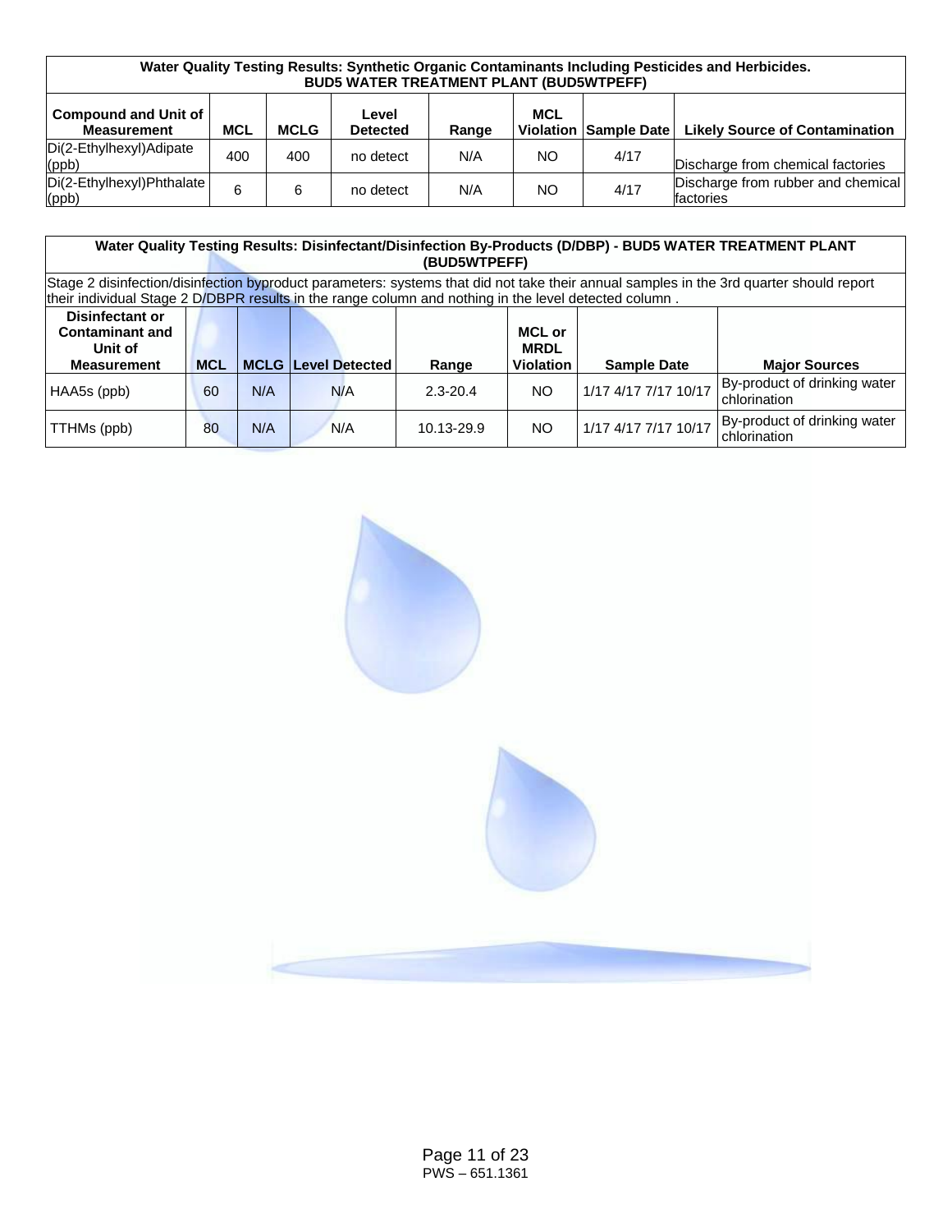| Water Quality Testing Results: Synthetic Organic Contaminants Including Pesticides and Herbicides. BUD5 WATER TREATMENT PLANT (BUD5WTPEFF) | | | | | | | |
|---|---|---|---|---|---|---|---|
| **Compound and Unit of Measurement** | **MCL** | **MCLG** | **Level Detected** | **Range** | **MCL Violation** | **Sample Date** | **Likely Source of Contamination** |
| Di(2-Ethylhexyl)Adipate (ppb) | 400 | 400 | no detect | N/A | NO | 4/17 | Discharge from chemical factories |
| Di(2-Ethylhexyl)Phthalate (ppb) | 6 | 6 | no detect | N/A | NO | 4/17 | Discharge from rubber and chemical factories |

| Water Quality Testing Results: Disinfectant/Disinfection By-Products (D/DBP) - BUD5 WATER TREATMENT PLANT (BUD5WTPEFF) | | | | | | | |
|---|---|---|---|---|---|---|---|
| Stage 2 disinfection/disinfection byproduct parameters: systems that did not take their annual samples in the 3rd quarter should report their individual Stage 2 D/DBPR results in the range column and nothing in the level detected column . | | | | | | | |
| **Disinfectant or Contaminant and Unit of Measurement** | **MCL** | **MCLG** | **Level Detected** | **Range** | **MCL or MRDL Violation** | **Sample Date** | **Major Sources** |
| HAA5s (ppb) | 60 | N/A | N/A | 2.3-20.4 | NO | 1/17 4/17 7/17 10/17 | By-product of drinking water chlorination |
| TTHMs (ppb) | 80 | N/A | N/A | 10.13-29.9 | NO | 1/17 4/17 7/17 10/17 | By-product of drinking water chlorination |

PWS – 651.1361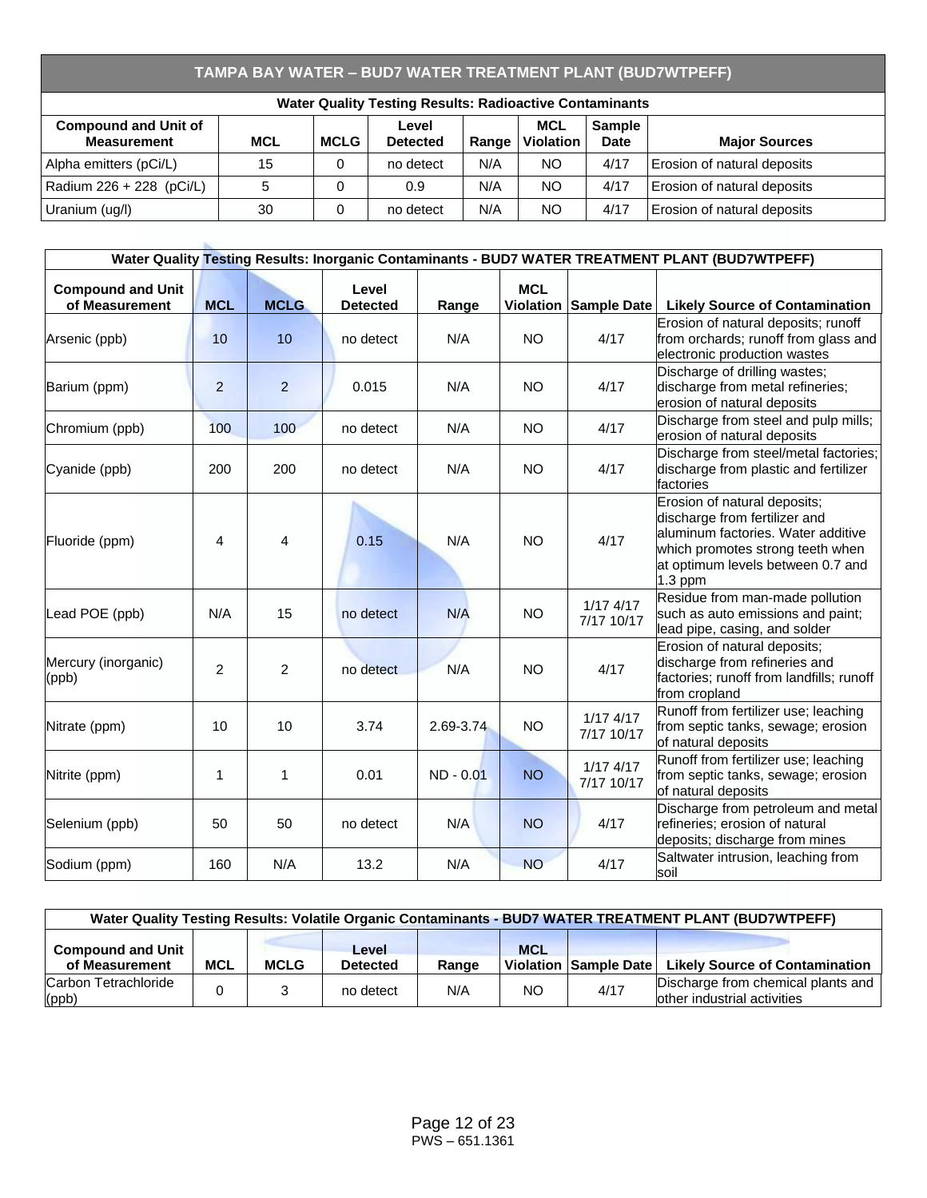## TAMPA BAY WATER – BUD7 WATER TREATMENT PLANT (BUD7WTPEFF)

| Water Quality Testing Results: Radioactive Contaminants | | | | | | | |
|---|---|---|---|---|---|---|---|
| **Compound and Unit of Measurement** | **MCL** | **MCLG** | **Level Detected** | **Range** | **MCL Violation** | **Sample Date** | **Major Sources** |
| Alpha emitters (pCi/L) | 15 | 0 | no detect | N/A | NO | 4/17 | Erosion of natural deposits |
| Radium 226 + 228 (pCi/L) | 5 | 0 | 0.9 | N/A | NO | 4/17 | Erosion of natural deposits |
| Uranium (ug/l) | 30 | 0 | no detect | N/A | NO | 4/17 | Erosion of natural deposits |

| Water Quality Testing Results: Inorganic Contaminants - BUD7 WATER TREATMENT PLANT (BUD7WTPEFF) | | | | | | | |
|---|---|---|---|---|---|---|---|
| **Compound and Unit of Measurement** | **MCL** | **MCLG** | **Level Detected** | **Range** | **MCL Violation** | **Sample Date** | **Likely Source of Contamination** |
| Arsenic (ppb) | 10 | 10 | no detect | N/A | NO | 4/17 | Erosion of natural deposits; runoff from orchards; runoff from glass and electronic production wastes |
| Barium (ppm) | 2 | 2 | 0.015 | N/A | NO | 4/17 | Discharge of drilling wastes; discharge from metal refineries; erosion of natural deposits |
| Chromium (ppb) | 100 | 100 | no detect | N/A | NO | 4/17 | Discharge from steel and pulp mills; erosion of natural deposits |
| Cyanide (ppb) | 200 | 200 | no detect | N/A | NO | 4/17 | Discharge from steel/metal factories; discharge from plastic and fertilizer factories |
| Fluoride (ppm) | 4 | 4 | 0.15 | N/A | NO | 4/17 | Erosion of natural deposits; discharge from fertilizer and aluminum factories. Water additive which promotes strong teeth when at optimum levels between 0.7 and 1.3 ppm |
| Lead POE (ppb) | N/A | 15 | no detect | N/A | NO | 1/17 4/17 7/17 10/17 | Residue from man-made pollution such as auto emissions and paint; lead pipe, casing, and solder |
| Mercury (inorganic) (ppb) | 2 | 2 | no detect | N/A | NO | 4/17 | Erosion of natural deposits; discharge from refineries and factories; runoff from landfills; runoff from cropland |
| Nitrate (ppm) | 10 | 10 | 3.74 | 2.69-3.74 | NO | 1/17 4/17 7/17 10/17 | Runoff from fertilizer use; leaching from septic tanks, sewage; erosion of natural deposits |
| Nitrite (ppm) | 1 | 1 | 0.01 | ND - 0.01 | NO | 1/17 4/17 7/17 10/17 | Runoff from fertilizer use; leaching from septic tanks, sewage; erosion of natural deposits |
| Selenium (ppb) | 50 | 50 | no detect | N/A | NO | 4/17 | Discharge from petroleum and metal refineries; erosion of natural deposits; discharge from mines |
| Sodium (ppm) | 160 | N/A | 13.2 | N/A | NO | 4/17 | Saltwater intrusion, leaching from soil |

| Water Quality Testing Results: Volatile Organic Contaminants - BUD7 WATER TREATMENT PLANT (BUD7WTPEFF) | | | | | | | |
|---|---|---|---|---|---|---|---|
| **Compound and Unit of Measurement** | **MCL** | **MCLG** | **Level Detected** | **Range** | **MCL Violation** | **Sample Date** | **Likely Source of Contamination** |
| Carbon Tetrachloride (ppb) | 0 | 3 | no detect | N/A | NO | 4/17 | Discharge from chemical plants and other industrial activities |

PWS – 651.1361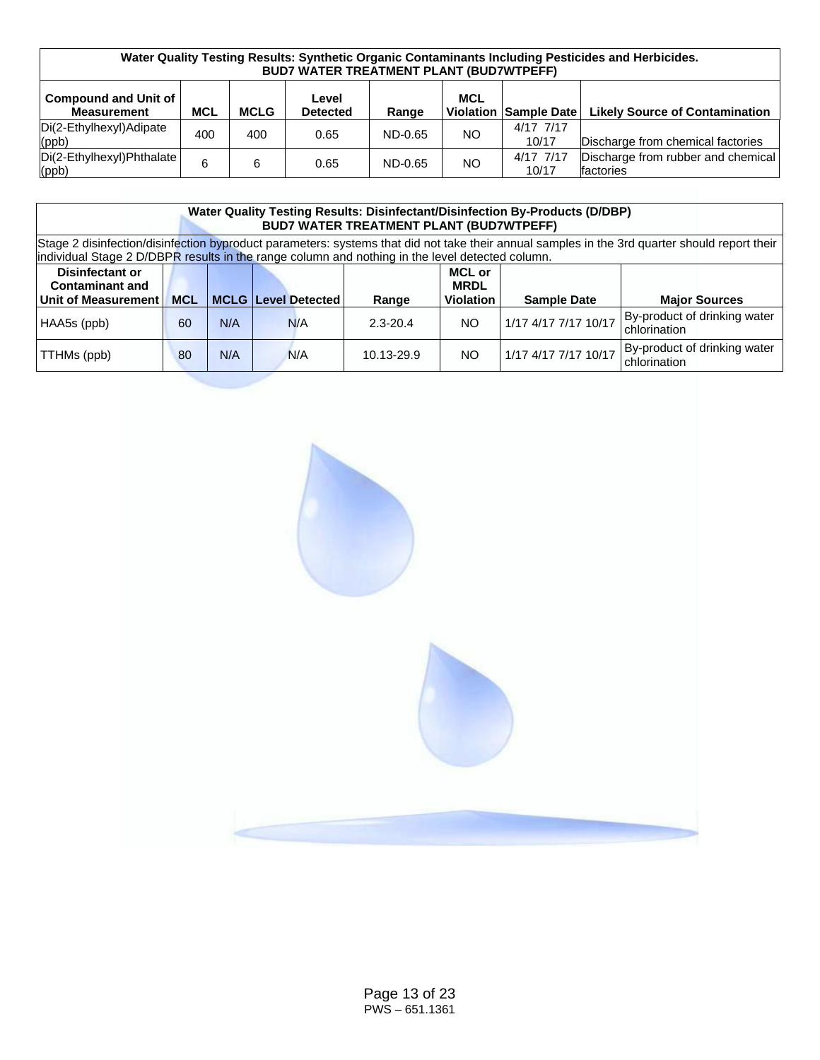| Water Quality Testing Results: Synthetic Organic Contaminants Including Pesticides and Herbicides. BUD7 WATER TREATMENT PLANT (BUD7WTPEFF) | | | | | | | |
|---|---|---|---|---|---|---|---|
| Compound and Unit of Measurement | MCL | MCLG | Level Detected | Range | MCL Violation | Sample Date | Likely Source of Contamination |
| Di(2-Ethylhexyl)Adipate (ppb) | 400 | 400 | 0.65 | ND-0.65 | NO | 4/17 7/17 10/17 | Discharge from chemical factories |
| Di(2-Ethylhexyl)Phthalate (ppb) | 6 | 6 | 0.65 | ND-0.65 | NO | 4/17 7/17 10/17 | Discharge from rubber and chemical factories |

| Water Quality Testing Results: Disinfectant/Disinfection By-Products (D/DBP) BUD7 WATER TREATMENT PLANT (BUD7WTPEFF) | | | | | | | |
|---|---|---|---|---|---|---|---|
| Stage 2 disinfection/disinfection byproduct parameters: systems that did not take their annual samples in the 3rd quarter should report their individual Stage 2 D/DBPR results in the range column and nothing in the level detected column. | | | | | | | |
| Disinfectant or Contaminant and Unit of Measurement | MCL | MCLG | Level Detected | Range | MCL or MRDL Violation | Sample Date | Major Sources |
| HAA5s (ppb) | 60 | N/A | N/A | 2.3-20.4 | NO | 1/17 4/17 7/17 10/17 | By-product of drinking water chlorination |
| TTHMs (ppb) | 80 | N/A | N/A | 10.13-29.9 | NO | 1/17 4/17 7/17 10/17 | By-product of drinking water chlorination |

PWS – 651.1361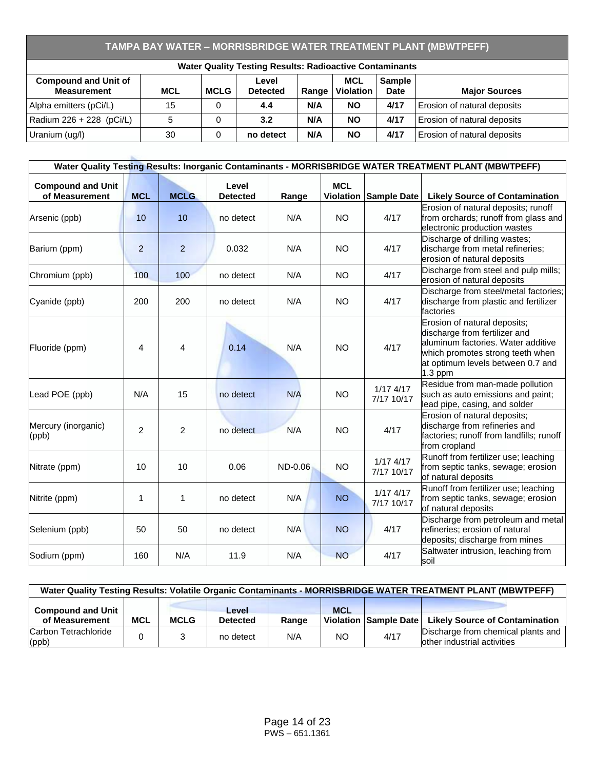| TAMPA BAY WATER – MORRISBRIDGE WATER TREATMENT PLANT (MBWTPEFF) | | | | | | | |
|---|---|---|---|---|---|---|---|
| **Water Quality Testing Results: Radioactive Contaminants** | | | | | | | |
| **Compound and Unit of Measurement** | **MCL** | **MCLG** | **Level Detected** | **Range** | **MCL Violation** | **Sample Date** | **Major Sources** |
| Alpha emitters (pCi/L) | 15 | 0 | **4.4** | **N/A** | **NO** | **4/17** | Erosion of natural deposits |
| Radium 226 + 228 (pCi/L) | 5 | 0 | **3.2** | **N/A** | **NO** | **4/17** | Erosion of natural deposits |
| Uranium (ug/l) | 30 | 0 | **no detect** | **N/A** | **NO** | **4/17** | Erosion of natural deposits |

| Water Quality Testing Results: Inorganic Contaminants - MORRISBRIDGE WATER TREATMENT PLANT (MBWTPEFF) | | | | | | | |
|---|---|---|---|---|---|---|---|
| **Compound and Unit of Measurement** | **MCL** | **MCLG** | **Level Detected** | **Range** | **MCL Violation** | **Sample Date** | **Likely Source of Contamination** |
| Arsenic (ppb) | 10 | 10 | no detect | N/A | NO | 4/17 | Erosion of natural deposits; runoff from orchards; runoff from glass and electronic production wastes |
| Barium (ppm) | 2 | 2 | 0.032 | N/A | NO | 4/17 | Discharge of drilling wastes; discharge from metal refineries; erosion of natural deposits |
| Chromium (ppb) | 100 | 100 | no detect | N/A | NO | 4/17 | Discharge from steel and pulp mills; erosion of natural deposits |
| Cyanide (ppb) | 200 | 200 | no detect | N/A | NO | 4/17 | Discharge from steel/metal factories; discharge from plastic and fertilizer factories |
| Fluoride (ppm) | 4 | 4 | 0.14 | N/A | NO | 4/17 | Erosion of natural deposits; discharge from fertilizer and aluminum factories. Water additive which promotes strong teeth when at optimum levels between 0.7 and 1.3 ppm |
| Lead POE (ppb) | N/A | 15 | no detect | N/A | NO | 1/17 4/17 7/17 10/17 | Residue from man-made pollution such as auto emissions and paint; lead pipe, casing, and solder |
| Mercury (inorganic) (ppb) | 2 | 2 | no detect | N/A | NO | 4/17 | Erosion of natural deposits; discharge from refineries and factories; runoff from landfills; runoff from cropland |
| Nitrate (ppm) | 10 | 10 | 0.06 | ND-0.06 | NO | 1/17 4/17 7/17 10/17 | Runoff from fertilizer use; leaching from septic tanks, sewage; erosion of natural deposits |
| Nitrite (ppm) | 1 | 1 | no detect | N/A | NO | 1/17 4/17 7/17 10/17 | Runoff from fertilizer use; leaching from septic tanks, sewage; erosion of natural deposits |
| Selenium (ppb) | 50 | 50 | no detect | N/A | NO | 4/17 | Discharge from petroleum and metal refineries; erosion of natural deposits; discharge from mines |
| Sodium (ppm) | 160 | N/A | 11.9 | N/A | NO | 4/17 | Saltwater intrusion, leaching from soil |

| Water Quality Testing Results: Volatile Organic Contaminants - MORRISBRIDGE WATER TREATMENT PLANT (MBWTPEFF) | | | | | | | |
|---|---|---|---|---|---|---|---|
| **Compound and Unit of Measurement** | **MCL** | **MCLG** | **Level Detected** | **Range** | **MCL Violation** | **Sample Date** | **Likely Source of Contamination** |
| Carbon Tetrachloride (ppb) | 0 | 3 | no detect | N/A | NO | 4/17 | Discharge from chemical plants and other industrial activities |

PWS – 651.1361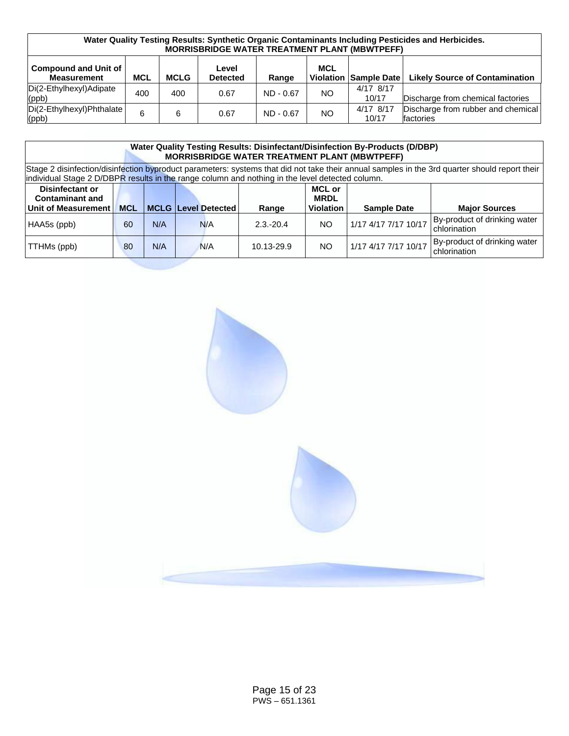| Water Quality Testing Results: Synthetic Organic Contaminants Including Pesticides and Herbicides. MORRISBRIDGE WATER TREATMENT PLANT (MBWTPEFF) | | | | | | | |
|---|---|---|---|---|---|---|---|
| **Compound and Unit of Measurement** | **MCL** | **MCLG** | **Level Detected** | **Range** | **MCL Violation** | **Sample Date** | **Likely Source of Contamination** |
| Di(2-Ethylhexyl)Adipate (ppb) | 400 | 400 | 0.67 | ND - 0.67 | NO | 4/17 8/17 10/17 | Discharge from chemical factories |
| Di(2-Ethylhexyl)Phthalate (ppb) | 6 | 6 | 0.67 | ND - 0.67 | NO | 4/17 8/17 10/17 | Discharge from rubber and chemical factories |

| Water Quality Testing Results: Disinfectant/Disinfection By-Products (D/DBP) MORRISBRIDGE WATER TREATMENT PLANT (MBWTPEFF) | | | | | | | |
|---|---|---|---|---|---|---|---|
| Stage 2 disinfection/disinfection byproduct parameters: systems that did not take their annual samples in the 3rd quarter should report their individual Stage 2 D/DBPR results in the range column and nothing in the level detected column. | | | | | | | |
| **Disinfectant or Contaminant and Unit of Measurement** | **MCL** | **MCLG** | **Level Detected** | **Range** | **MCL or MRDL Violation** | **Sample Date** | **Major Sources** |
| HAA5s (ppb) | 60 | N/A | N/A | 2.3.-20.4 | NO | 1/17 4/17 7/17 10/17 | By-product of drinking water chlorination |
| TTHMs (ppb) | 80 | N/A | N/A | 10.13-29.9 | NO | 1/17 4/17 7/17 10/17 | By-product of drinking water chlorination |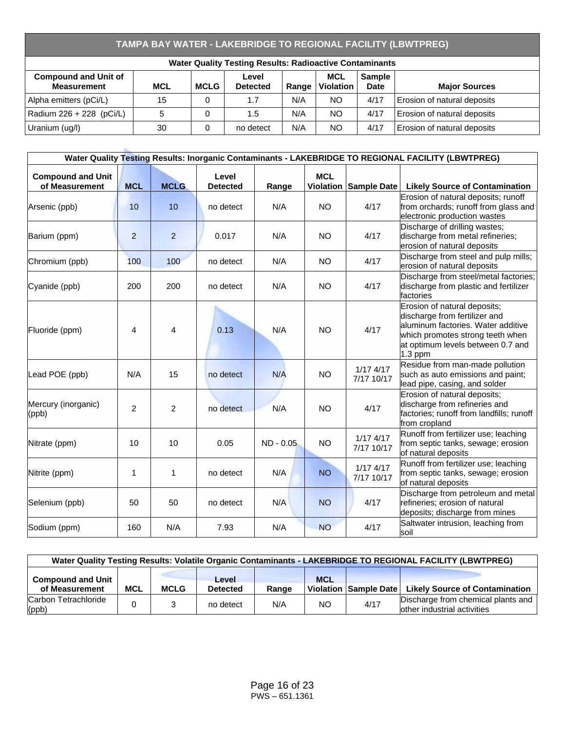## TAMPA BAY WATER - LAKEBRIDGE TO REGIONAL FACILITY (LBWTPREG)

| Water Quality Testing Results: Radioactive Contaminants | | | | | | | |
|---|---|---|---|---|---|---|---|
| **Compound and Unit of Measurement** | **MCL** | **MCLG** | **Level Detected** | **Range** | **MCL Violation** | **Sample Date** | **Major Sources** |
| Alpha emitters (pCi/L) | 15 | 0 | 1.7 | N/A | NO | 4/17 | Erosion of natural deposits |
| Radium 226 + 228 (pCi/L) | 5 | 0 | 1.5 | N/A | NO | 4/17 | Erosion of natural deposits |
| Uranium (ug/l) | 30 | 0 | no detect | N/A | NO | 4/17 | Erosion of natural deposits |

| Water Quality Testing Results: Inorganic Contaminants - LAKEBRIDGE TO REGIONAL FACILITY (LBWTPREG) | | | | | | | |
|---|---|---|---|---|---|---|---|
| **Compound and Unit of Measurement** | **MCL** | **MCLG** | **Level Detected** | **Range** | **MCL Violation** | **Sample Date** | **Likely Source of Contamination** |
| Arsenic (ppb) | 10 | 10 | no detect | N/A | NO | 4/17 | Erosion of natural deposits; runoff from orchards; runoff from glass and electronic production wastes |
| Barium (ppm) | 2 | 2 | 0.017 | N/A | NO | 4/17 | Discharge of drilling wastes; discharge from metal refineries; erosion of natural deposits |
| Chromium (ppb) | 100 | 100 | no detect | N/A | NO | 4/17 | Discharge from steel and pulp mills; erosion of natural deposits |
| Cyanide (ppb) | 200 | 200 | no detect | N/A | NO | 4/17 | Discharge from steel/metal factories; discharge from plastic and fertilizer factories |
| Fluoride (ppm) | 4 | 4 | 0.13 | N/A | NO | 4/17 | Erosion of natural deposits; discharge from fertilizer and aluminum factories. Water additive which promotes strong teeth when at optimum levels between 0.7 and 1.3 ppm |
| Lead POE (ppb) | N/A | 15 | no detect | N/A | NO | 1/17 4/17 7/17 10/17 | Residue from man-made pollution such as auto emissions and paint; lead pipe, casing, and solder |
| Mercury (inorganic) (ppb) | 2 | 2 | no detect | N/A | NO | 4/17 | Erosion of natural deposits; discharge from refineries and factories; runoff from landfills; runoff from cropland |
| Nitrate (ppm) | 10 | 10 | 0.05 | ND - 0.05 | NO | 1/17 4/17 7/17 10/17 | Runoff from fertilizer use; leaching from septic tanks, sewage; erosion of natural deposits |
| Nitrite (ppm) | 1 | 1 | no detect | N/A | NO | 1/17 4/17 7/17 10/17 | Runoff from fertilizer use; leaching from septic tanks, sewage; erosion of natural deposits |
| Selenium (ppb) | 50 | 50 | no detect | N/A | NO | 4/17 | Discharge from petroleum and metal refineries; erosion of natural deposits; discharge from mines |
| Sodium (ppm) | 160 | N/A | 7.93 | N/A | NO | 4/17 | Saltwater intrusion, leaching from soil |

| Water Quality Testing Results: Volatile Organic Contaminants - LAKEBRIDGE TO REGIONAL FACILITY (LBWTPREG) | | | | | | | |
|---|---|---|---|---|---|---|---|
| **Compound and Unit of Measurement** | **MCL** | **MCLG** | **Level Detected** | **Range** | **MCL Violation** | **Sample Date** | **Likely Source of Contamination** |
| Carbon Tetrachloride (ppb) | 0 | 3 | no detect | N/A | NO | 4/17 | Discharge from chemical plants and other industrial activities |

PWS – 651.1361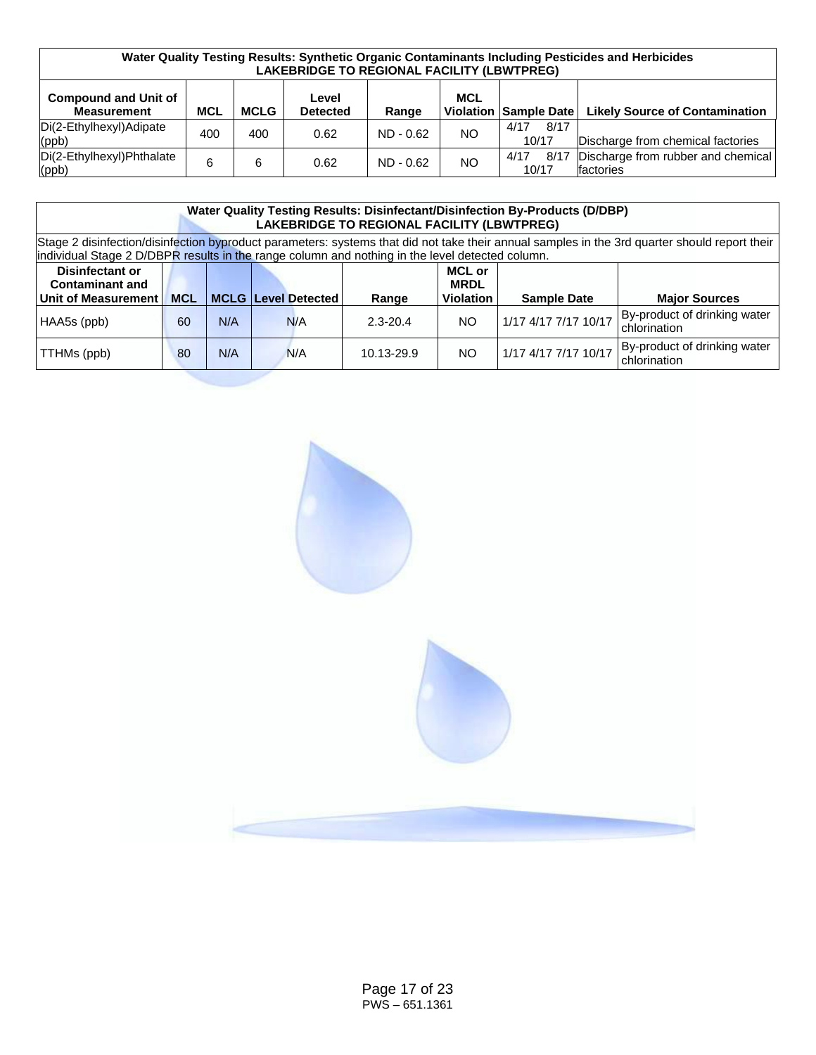| Water Quality Testing Results: Synthetic Organic Contaminants Including Pesticides and Herbicides LAKEBRIDGE TO REGIONAL FACILITY (LBWTPREG) | | | | | | | |
|---|---|---|---|---|---|---|---|
| **Compound and Unit of Measurement** | **MCL** | **MCLG** | **Level Detected** | **Range** | **MCL Violation** | **Sample Date** | **Likely Source of Contamination** |
| Di(2-Ethylhexyl)Adipate (ppb) | 400 | 400 | 0.62 | ND - 0.62 | NO | 4/17 8/17 10/17 | Discharge from chemical factories |
| Di(2-Ethylhexyl)Phthalate (ppb) | 6 | 6 | 0.62 | ND - 0.62 | NO | 4/17 8/17 10/17 | Discharge from rubber and chemical factories |

| Water Quality Testing Results: Disinfectant/Disinfection By-Products (D/DBP) LAKEBRIDGE TO REGIONAL FACILITY (LBWTPREG) | | | | | | | |
|---|---|---|---|---|---|---|---|
| Stage 2 disinfection/disinfection byproduct parameters: systems that did not take their annual samples in the 3rd quarter should report their individual Stage 2 D/DBPR results in the range column and nothing in the level detected column. | | | | | | | |
| **Disinfectant or Contaminant and Unit of Measurement** | **MCL** | **MCLG** | **Level Detected** | **Range** | **MCL or MRDL Violation** | **Sample Date** | **Major Sources** |
| HAA5s (ppb) | 60 | N/A | N/A | 2.3-20.4 | NO | 1/17 4/17 7/17 10/17 | By-product of drinking water chlorination |
| TTHMs (ppb) | 80 | N/A | N/A | 10.13-29.9 | NO | 1/17 4/17 7/17 10/17 | By-product of drinking water chlorination |

PWS – 651.1361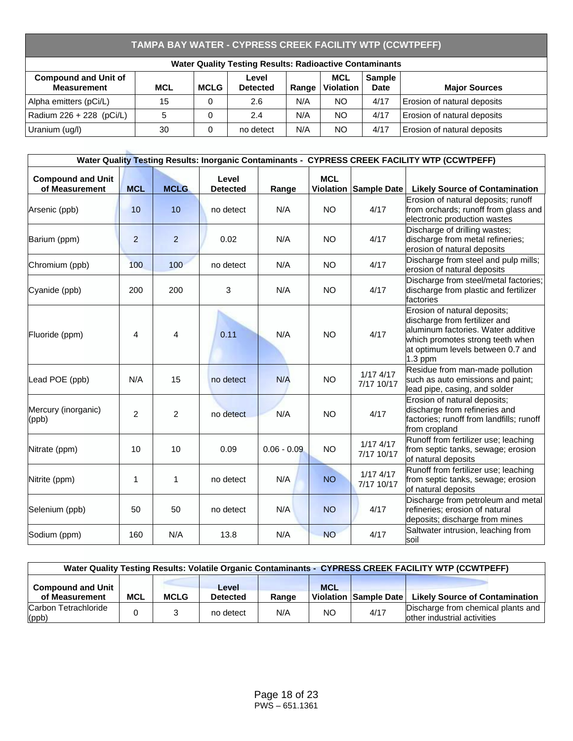## TAMPA BAY WATER - CYPRESS CREEK FACILITY WTP (CCWTPEFF)

**Water Quality Testing Results: Radioactive Contaminants**

| Compound and Unit of Measurement | MCL | MCLG | Level Detected | Range | MCL Violation | Sample Date | Major Sources |
|---|---|---|---|---|---|---|---|
| Alpha emitters (pCi/L) | 15 | 0 | 2.6 | N/A | NO | 4/17 | Erosion of natural deposits |
| Radium 226 + 228 (pCi/L) | 5 | 0 | 2.4 | N/A | NO | 4/17 | Erosion of natural deposits |
| Uranium (ug/l) | 30 | 0 | no detect | N/A | NO | 4/17 | Erosion of natural deposits |

**Water Quality Testing Results: Inorganic Contaminants - CYPRESS CREEK FACILITY WTP (CCWTPEFF)**

| Compound and Unit of Measurement | MCL | MCLG | Level Detected | Range | MCL Violation | Sample Date | Likely Source of Contamination |
|---|---|---|---|---|---|---|---|
| Arsenic (ppb) | 10 | 10 | no detect | N/A | NO | 4/17 | Erosion of natural deposits; runoff from orchards; runoff from glass and electronic production wastes |
| Barium (ppm) | 2 | 2 | 0.02 | N/A | NO | 4/17 | Discharge of drilling wastes; discharge from metal refineries; erosion of natural deposits |
| Chromium (ppb) | 100 | 100 | no detect | N/A | NO | 4/17 | Discharge from steel and pulp mills; erosion of natural deposits |
| Cyanide (ppb) | 200 | 200 | 3 | N/A | NO | 4/17 | Discharge from steel/metal factories; discharge from plastic and fertilizer factories |
| Fluoride (ppm) | 4 | 4 | 0.11 | N/A | NO | 4/17 | Erosion of natural deposits; discharge from fertilizer and aluminum factories. Water additive which promotes strong teeth when at optimum levels between 0.7 and 1.3 ppm |
| Lead POE (ppb) | N/A | 15 | no detect | N/A | NO | 1/17 4/17 7/17 10/17 | Residue from man-made pollution such as auto emissions and paint; lead pipe, casing, and solder |
| Mercury (inorganic) (ppb) | 2 | 2 | no detect | N/A | NO | 4/17 | Erosion of natural deposits; discharge from refineries and factories; runoff from landfills; runoff from cropland |
| Nitrate (ppm) | 10 | 10 | 0.09 | 0.06 - 0.09 | NO | 1/17 4/17 7/17 10/17 | Runoff from fertilizer use; leaching from septic tanks, sewage; erosion of natural deposits |
| Nitrite (ppm) | 1 | 1 | no detect | N/A | NO | 1/17 4/17 7/17 10/17 | Runoff from fertilizer use; leaching from septic tanks, sewage; erosion of natural deposits |
| Selenium (ppb) | 50 | 50 | no detect | N/A | NO | 4/17 | Discharge from petroleum and metal refineries; erosion of natural deposits; discharge from mines |
| Sodium (ppm) | 160 | N/A | 13.8 | N/A | NO | 4/17 | Saltwater intrusion, leaching from soil |

**Water Quality Testing Results: Volatile Organic Contaminants - CYPRESS CREEK FACILITY WTP (CCWTPEFF)**

| Compound and Unit of Measurement | MCL | MCLG | Level Detected | Range | MCL Violation | Sample Date | Likely Source of Contamination |
|---|---|---|---|---|---|---|---|
| Carbon Tetrachloride (ppb) | 0 | 3 | no detect | N/A | NO | 4/17 | Discharge from chemical plants and other industrial activities |

PWS – 651.1361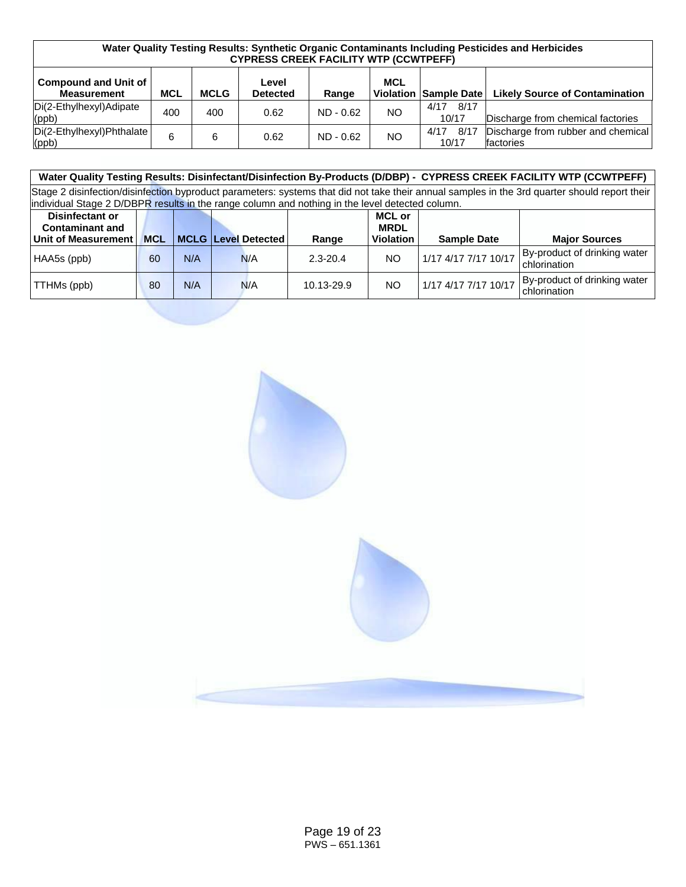| Water Quality Testing Results: Synthetic Organic Contaminants Including Pesticides and Herbicides CYPRESS CREEK FACILITY WTP (CCWTPEFF) | | | | | | | |
|---|---|---|---|---|---|---|---|
| **Compound and Unit of Measurement** | **MCL** | **MCLG** | **Level Detected** | **Range** | **MCL Violation** | **Sample Date** | **Likely Source of Contamination** |
| Di(2-Ethylhexyl)Adipate (ppb) | 400 | 400 | 0.62 | ND - 0.62 | NO | 4/17 8/17 10/17 | Discharge from chemical factories |
| Di(2-Ethylhexyl)Phthalate (ppb) | 6 | 6 | 0.62 | ND - 0.62 | NO | 4/17 8/17 10/17 | Discharge from rubber and chemical factories |

| Water Quality Testing Results: Disinfectant/Disinfection By-Products (D/DBP) - CYPRESS CREEK FACILITY WTP (CCWTPEFF) | | | | | | | |
|---|---|---|---|---|---|---|---|
| Stage 2 disinfection/disinfection byproduct parameters: systems that did not take their annual samples in the 3rd quarter should report their individual Stage 2 D/DBPR results in the range column and nothing in the level detected column. | | | | | | | |
| **Disinfectant or Contaminant and Unit of Measurement** | **MCL** | **MCLG** | **Level Detected** | **Range** | **MCL or MRDL Violation** | **Sample Date** | **Major Sources** |
| HAA5s (ppb) | 60 | N/A | N/A | 2.3-20.4 | NO | 1/17 4/17 7/17 10/17 | By-product of drinking water chlorination |
| TTHMs (ppb) | 80 | N/A | N/A | 10.13-29.9 | NO | 1/17 4/17 7/17 10/17 | By-product of drinking water chlorination |

PWS – 651.1361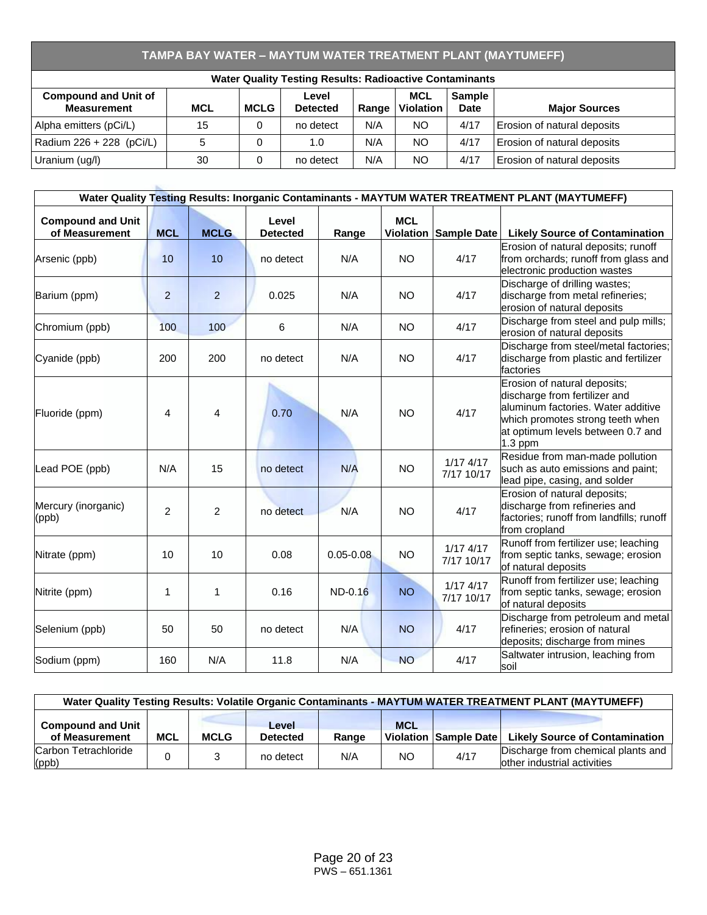| TAMPA BAY WATER – MAYTUM WATER TREATMENT PLANT (MAYTUMEFF) | | | | | | | |
|---|---|---|---|---|---|---|---|
| **Water Quality Testing Results: Radioactive Contaminants** | | | | | | | |
| **Compound and Unit of Measurement** | **MCL** | **MCLG** | **Level Detected** | **Range** | **MCL Violation** | **Sample Date** | **Major Sources** |
| Alpha emitters (pCi/L) | 15 | 0 | no detect | N/A | NO | 4/17 | Erosion of natural deposits |
| Radium 226 + 228 (pCi/L) | 5 | 0 | 1.0 | N/A | NO | 4/17 | Erosion of natural deposits |
| Uranium (ug/l) | 30 | 0 | no detect | N/A | NO | 4/17 | Erosion of natural deposits |

| Water Quality Testing Results: Inorganic Contaminants - MAYTUM WATER TREATMENT PLANT (MAYTUMEFF) | | | | | | | |
|---|---|---|---|---|---|---|---|
| **Compound and Unit of Measurement** | **MCL** | **MCLG** | **Level Detected** | **Range** | **MCL Violation** | **Sample Date** | **Likely Source of Contamination** |
| Arsenic (ppb) | 10 | 10 | no detect | N/A | NO | 4/17 | Erosion of natural deposits; runoff from orchards; runoff from glass and electronic production wastes |
| Barium (ppm) | 2 | 2 | 0.025 | N/A | NO | 4/17 | Discharge of drilling wastes; discharge from metal refineries; erosion of natural deposits |
| Chromium (ppb) | 100 | 100 | 6 | N/A | NO | 4/17 | Discharge from steel and pulp mills; erosion of natural deposits |
| Cyanide (ppb) | 200 | 200 | no detect | N/A | NO | 4/17 | Discharge from steel/metal factories; discharge from plastic and fertilizer factories |
| Fluoride (ppm) | 4 | 4 | 0.70 | N/A | NO | 4/17 | Erosion of natural deposits; discharge from fertilizer and aluminum factories. Water additive which promotes strong teeth when at optimum levels between 0.7 and 1.3 ppm |
| Lead POE (ppb) | N/A | 15 | no detect | N/A | NO | 1/17 4/17 7/17 10/17 | Residue from man-made pollution such as auto emissions and paint; lead pipe, casing, and solder |
| Mercury (inorganic) (ppb) | 2 | 2 | no detect | N/A | NO | 4/17 | Erosion of natural deposits; discharge from refineries and factories; runoff from landfills; runoff from cropland |
| Nitrate (ppm) | 10 | 10 | 0.08 | 0.05-0.08 | NO | 1/17 4/17 7/17 10/17 | Runoff from fertilizer use; leaching from septic tanks, sewage; erosion of natural deposits |
| Nitrite (ppm) | 1 | 1 | 0.16 | ND-0.16 | NO | 1/17 4/17 7/17 10/17 | Runoff from fertilizer use; leaching from septic tanks, sewage; erosion of natural deposits |
| Selenium (ppb) | 50 | 50 | no detect | N/A | NO | 4/17 | Discharge from petroleum and metal refineries; erosion of natural deposits; discharge from mines |
| Sodium (ppm) | 160 | N/A | 11.8 | N/A | NO | 4/17 | Saltwater intrusion, leaching from soil |

| Water Quality Testing Results: Volatile Organic Contaminants - MAYTUM WATER TREATMENT PLANT (MAYTUMEFF) | | | | | | | |
|---|---|---|---|---|---|---|---|
| **Compound and Unit of Measurement** | **MCL** | **MCLG** | **Level Detected** | **Range** | **MCL Violation** | **Sample Date** | **Likely Source of Contamination** |
| Carbon Tetrachloride (ppb) | 0 | 3 | no detect | N/A | NO | 4/17 | Discharge from chemical plants and other industrial activities |

PWS – 651.1361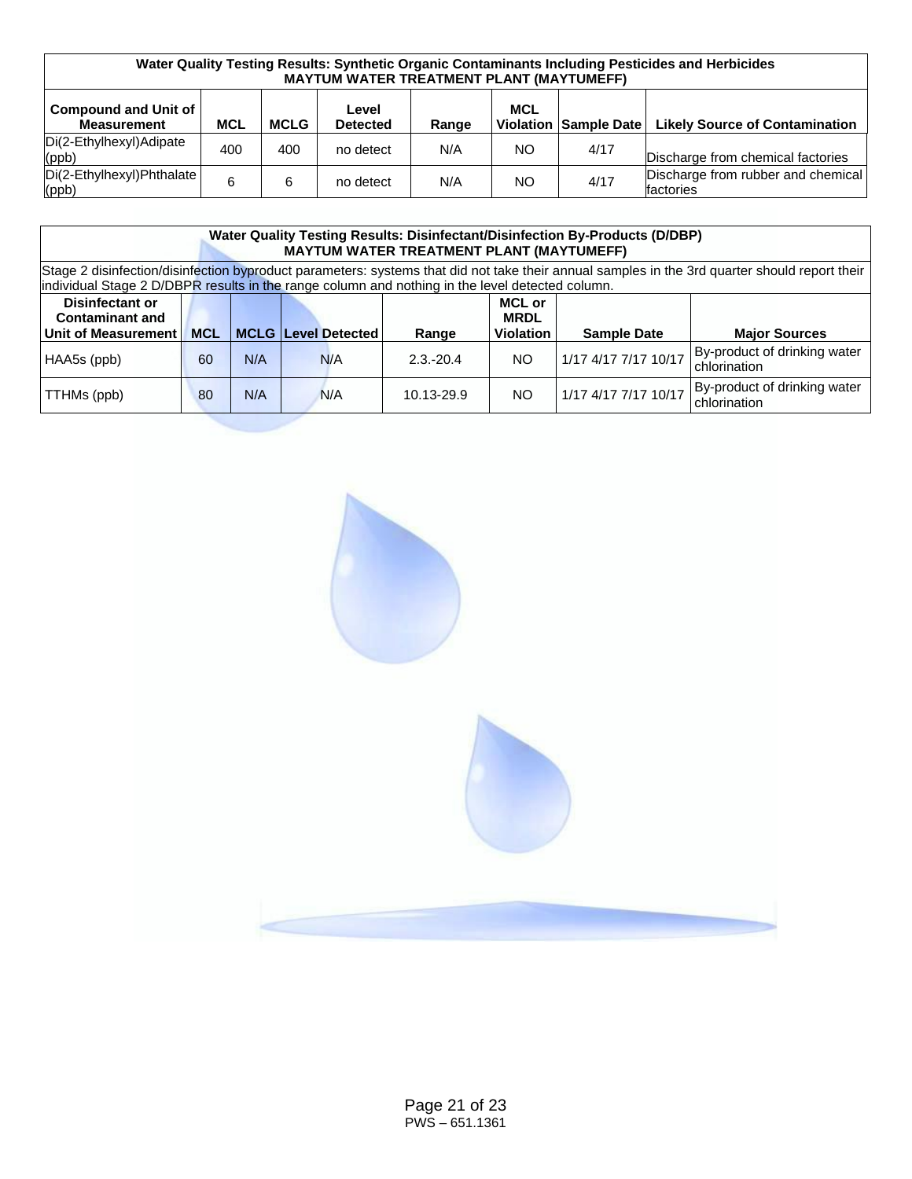| Water Quality Testing Results: Synthetic Organic Contaminants Including Pesticides and Herbicides MAYTUM WATER TREATMENT PLANT (MAYTUMEFF) | | | | | | | |
|---|---|---|---|---|---|---|---|
| **Compound and Unit of Measurement** | **MCL** | **MCLG** | **Level Detected** | **Range** | **MCL Violation** | **Sample Date** | **Likely Source of Contamination** |
| Di(2-Ethylhexyl)Adipate (ppb) | 400 | 400 | no detect | N/A | NO | 4/17 | Discharge from chemical factories |
| Di(2-Ethylhexyl)Phthalate (ppb) | 6 | 6 | no detect | N/A | NO | 4/17 | Discharge from rubber and chemical factories |

| Water Quality Testing Results: Disinfectant/Disinfection By-Products (D/DBP) MAYTUM WATER TREATMENT PLANT (MAYTUMEFF) | | | | | | | |
|---|---|---|---|---|---|---|---|
| Stage 2 disinfection/disinfection byproduct parameters: systems that did not take their annual samples in the 3rd quarter should report their individual Stage 2 D/DBPR results in the range column and nothing in the level detected column. | | | | | | | |
| **Disinfectant or Contaminant and Unit of Measurement** | **MCL** | **MCLG** | **Level Detected** | **Range** | **MCL or MRDL Violation** | **Sample Date** | **Major Sources** |
| HAA5s (ppb) | 60 | N/A | N/A | 2.3.-20.4 | NO | 1/17 4/17 7/17 10/17 | By-product of drinking water chlorination |
| TTHMs (ppb) | 80 | N/A | N/A | 10.13-29.9 | NO | 1/17 4/17 7/17 10/17 | By-product of drinking water chlorination |

PWS – 651.1361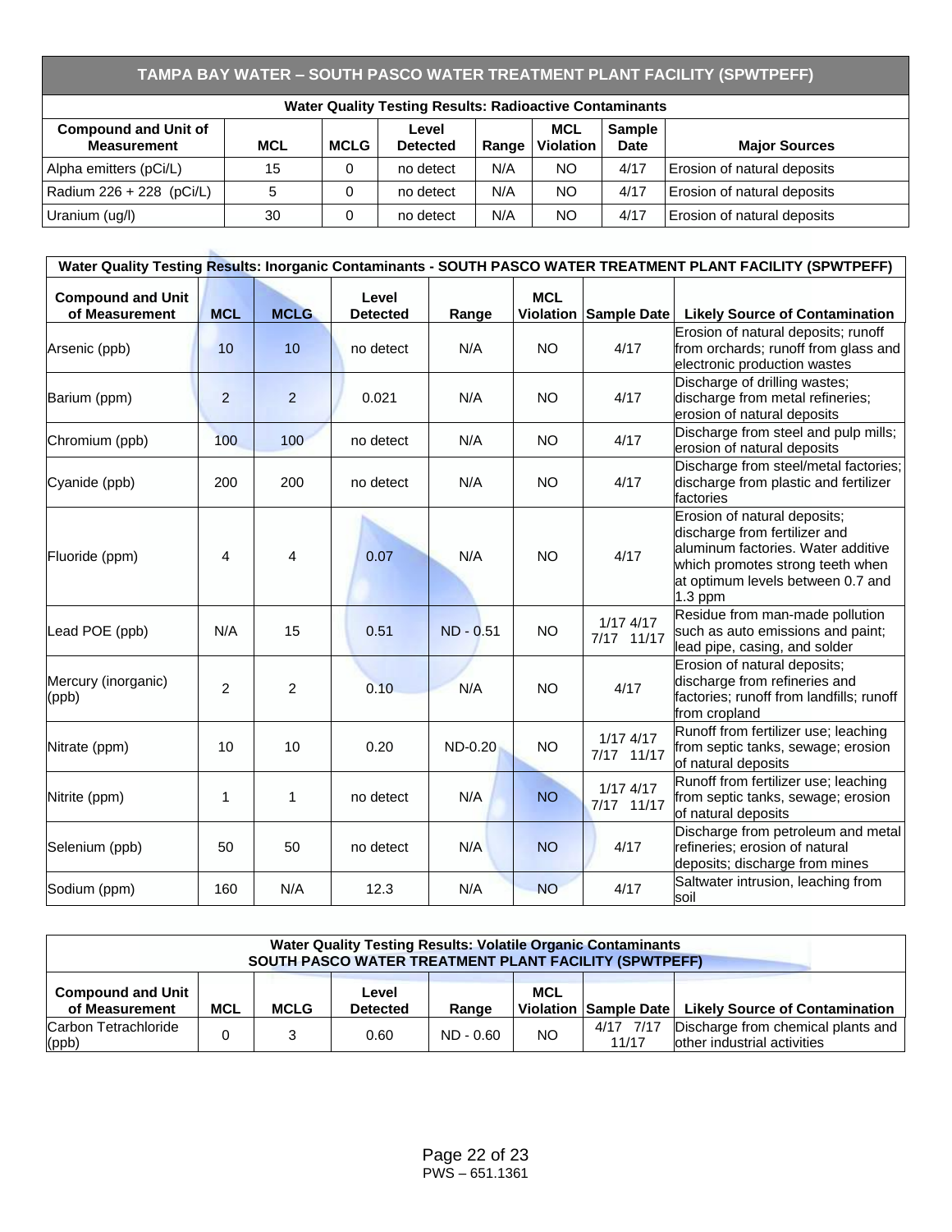## TAMPA BAY WATER – SOUTH PASCO WATER TREATMENT PLANT FACILITY (SPWTPEFF)

| Water Quality Testing Results: Radioactive Contaminants | | | | | | | |
|---|---|---|---|---|---|---|---|
| **Compound and Unit of Measurement** | **MCL** | **MCLG** | **Level Detected** | **Range** | **MCL Violation** | **Sample Date** | **Major Sources** |
| Alpha emitters (pCi/L) | 15 | 0 | no detect | N/A | NO | 4/17 | Erosion of natural deposits |
| Radium 226 + 228 (pCi/L) | 5 | 0 | no detect | N/A | NO | 4/17 | Erosion of natural deposits |
| Uranium (ug/l) | 30 | 0 | no detect | N/A | NO | 4/17 | Erosion of natural deposits |

| Water Quality Testing Results: Inorganic Contaminants - SOUTH PASCO WATER TREATMENT PLANT FACILITY (SPWTPEFF) | | | | | | | |
|---|---|---|---|---|---|---|---|
| **Compound and Unit of Measurement** | **MCL** | **MCLG** | **Level Detected** | **Range** | **MCL Violation** | **Sample Date** | **Likely Source of Contamination** |
| Arsenic (ppb) | 10 | 10 | no detect | N/A | NO | 4/17 | Erosion of natural deposits; runoff from orchards; runoff from glass and electronic production wastes |
| Barium (ppm) | 2 | 2 | 0.021 | N/A | NO | 4/17 | Discharge of drilling wastes; discharge from metal refineries; erosion of natural deposits |
| Chromium (ppb) | 100 | 100 | no detect | N/A | NO | 4/17 | Discharge from steel and pulp mills; erosion of natural deposits |
| Cyanide (ppb) | 200 | 200 | no detect | N/A | NO | 4/17 | Discharge from steel/metal factories; discharge from plastic and fertilizer factories |
| Fluoride (ppm) | 4 | 4 | 0.07 | N/A | NO | 4/17 | Erosion of natural deposits; discharge from fertilizer and aluminum factories. Water additive which promotes strong teeth when at optimum levels between 0.7 and 1.3 ppm |
| Lead POE (ppb) | N/A | 15 | 0.51 | ND - 0.51 | NO | 1/17 4/17 7/17 11/17 | Residue from man-made pollution such as auto emissions and paint; lead pipe, casing, and solder |
| Mercury (inorganic) (ppb) | 2 | 2 | 0.10 | N/A | NO | 4/17 | Erosion of natural deposits; discharge from refineries and factories; runoff from landfills; runoff from cropland |
| Nitrate (ppm) | 10 | 10 | 0.20 | ND-0.20 | NO | 1/17 4/17 7/17 11/17 | Runoff from fertilizer use; leaching from septic tanks, sewage; erosion of natural deposits |
| Nitrite (ppm) | 1 | 1 | no detect | N/A | NO | 1/17 4/17 7/17 11/17 | Runoff from fertilizer use; leaching from septic tanks, sewage; erosion of natural deposits |
| Selenium (ppb) | 50 | 50 | no detect | N/A | NO | 4/17 | Discharge from petroleum and metal refineries; erosion of natural deposits; discharge from mines |
| Sodium (ppm) | 160 | N/A | 12.3 | N/A | NO | 4/17 | Saltwater intrusion, leaching from soil |

| Water Quality Testing Results: Volatile Organic Contaminants SOUTH PASCO WATER TREATMENT PLANT FACILITY (SPWTPEFF) | | | | | | | |
|---|---|---|---|---|---|---|---|
| **Compound and Unit of Measurement** | **MCL** | **MCLG** | **Level Detected** | **Range** | **MCL Violation** | **Sample Date** | **Likely Source of Contamination** |
| Carbon Tetrachloride (ppb) | 0 | 3 | 0.60 | ND - 0.60 | NO | 4/17 7/17 11/17 | Discharge from chemical plants and other industrial activities |

PWS – 651.1361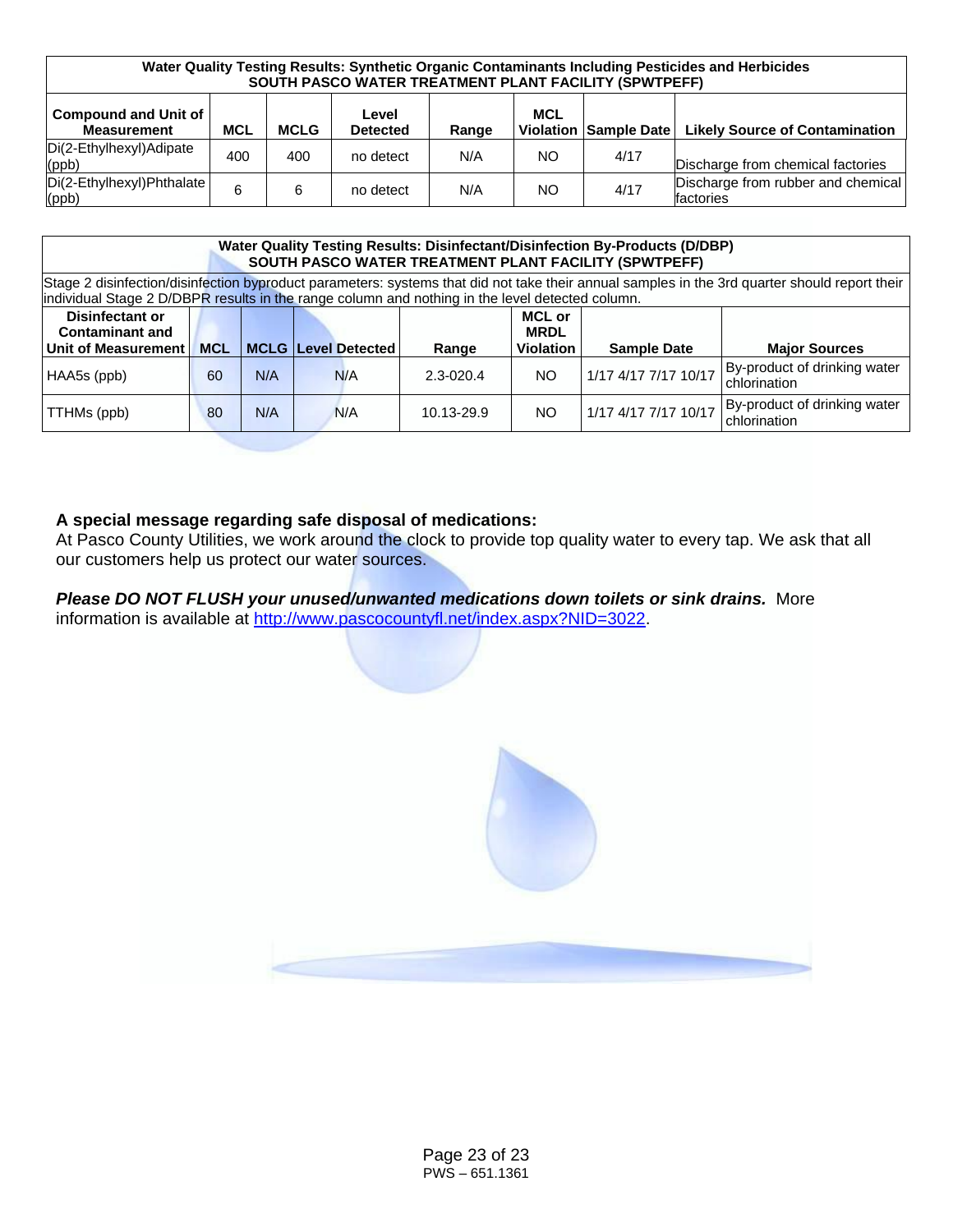| Water Quality Testing Results: Synthetic Organic Contaminants Including Pesticides and Herbicides SOUTH PASCO WATER TREATMENT PLANT FACILITY (SPWTPEFF) | | | | | | | |
|---|---|---|---|---|---|---|---|
| **Compound and Unit of Measurement** | **MCL** | **MCLG** | **Level Detected** | **Range** | **MCL Violation** | **Sample Date** | **Likely Source of Contamination** |
| Di(2-Ethylhexyl)Adipate (ppb) | 400 | 400 | no detect | N/A | NO | 4/17 | Discharge from chemical factories |
| Di(2-Ethylhexyl)Phthalate (ppb) | 6 | 6 | no detect | N/A | NO | 4/17 | Discharge from rubber and chemical factories |

| Water Quality Testing Results: Disinfectant/Disinfection By-Products (D/DBP) SOUTH PASCO WATER TREATMENT PLANT FACILITY (SPWTPEFF) | | | | | | | |
|---|---|---|---|---|---|---|---|
| Stage 2 disinfection/disinfection byproduct parameters: systems that did not take their annual samples in the 3rd quarter should report their individual Stage 2 D/DBPR results in the range column and nothing in the level detected column. | | | | | | | |
| **Disinfectant or Contaminant and Unit of Measurement** | **MCL** | **MCLG** | **Level Detected** | **Range** | **MCL or MRDL Violation** | **Sample Date** | **Major Sources** |
| HAA5s (ppb) | 60 | N/A | N/A | 2.3-020.4 | NO | 1/17 4/17 7/17 10/17 | By-product of drinking water chlorination |
| TTHMs (ppb) | 80 | N/A | N/A | 10.13-29.9 | NO | 1/17 4/17 7/17 10/17 | By-product of drinking water chlorination |

**A special message regarding safe disposal of medications:**
At Pasco County Utilities, we work around the clock to provide top quality water to every tap. We ask that all our customers help us protect our water sources.

***Please DO NOT FLUSH your unused/unwanted medications down toilets or sink drains.*** More information is available at http://www.pascocountyfl.net/index.aspx?NID=3022.

PWS – 651.1361